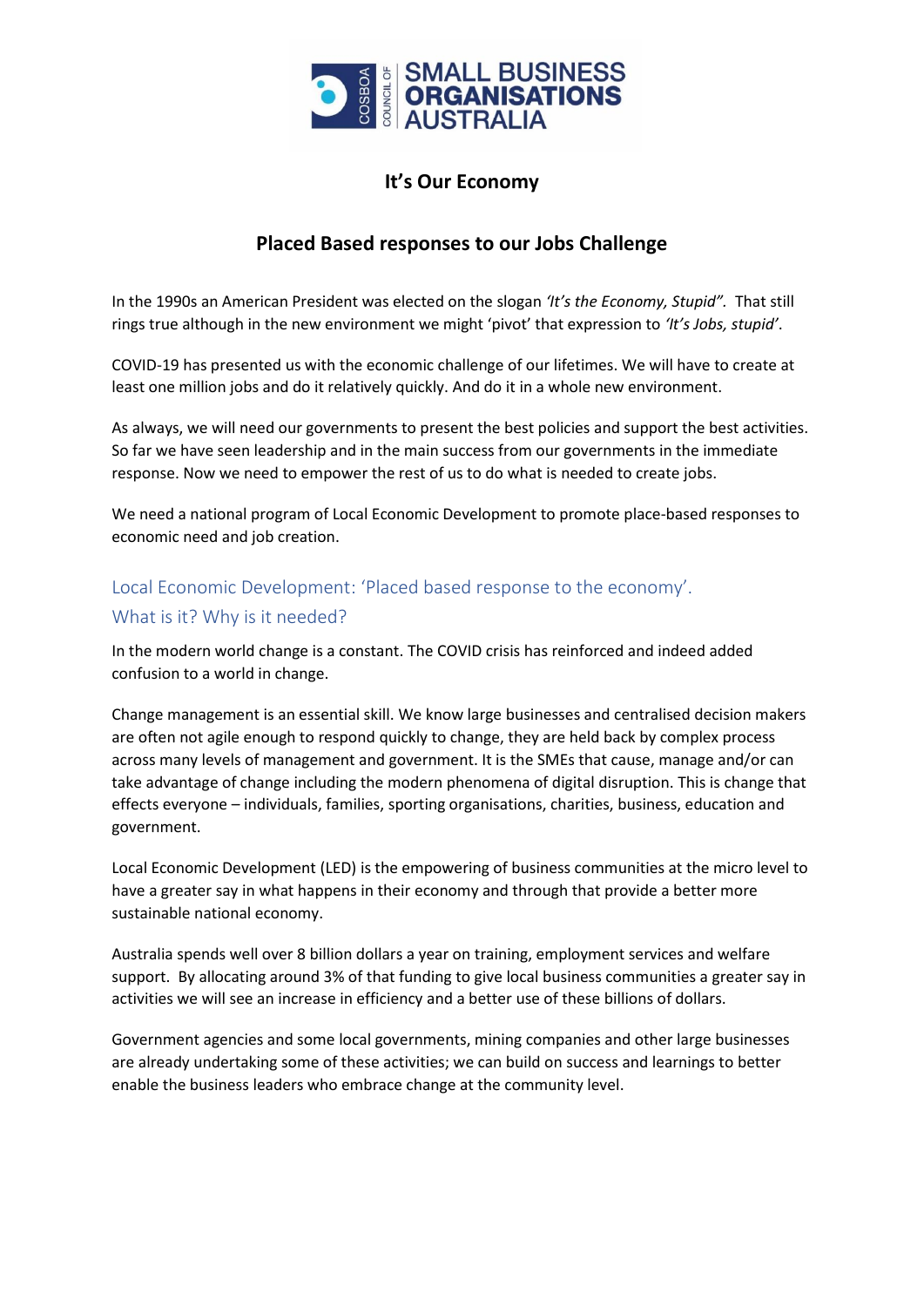# It's Our Economy

## Placed Based responses to our Jobs Challenge

In the 1990s an American President was elected on the slogan *'It's the Economy, Stupid".* That still rings true although in the new environment we might 'pivot' that expression to *'It's Jobs, stupid'*.

COVID-19 has presented us with the economic challenge of our lifetimes. We will have to create at least one million jobs and do it relatively quickly. And do it in a whole new environment.

As always, we will need our governments to present the best policies and support the best activities. So far we have seen leadership and in the main success from our governments in the immediate response. Now we need to empower the rest of us to do what is needed to create jobs.

We need a national program of Local Economic Development to promote place-based responses to economic need and job creation.

### Local Economic Development: 'Placed based response to the economy'. What is it? Why is it needed?

In the modern world change is a constant. The COVID crisis has reinforced and indeed added confusion to a world in change.

Change management is an essential skill. We know large businesses and centralised decision makers are often not agile enough to respond quickly to change, they are held back by complex process across many levels of management and government. It is the SMEs that cause, manage and/or can take advantage of change including the modern phenomena of digital disruption. This is change that effects everyone – individuals, families, sporting organisations, charities, business, education and government.

Local Economic Development (LED) is the empowering of business communities at the micro level to have a greater say in what happens in their economy and through that provide a better more sustainable national economy.

Australia spends well over 8 billion dollars a year on training, employment services and welfare support. By allocating around 3% of that funding to give local business communities a greater say in activities we will see an increase in efficiency and a better use of these billions of dollars.

Government agencies and some local governments, mining companies and other large businesses are already undertaking some of these activities; we can build on success and learnings to better enable the business leaders who embrace change at the community level.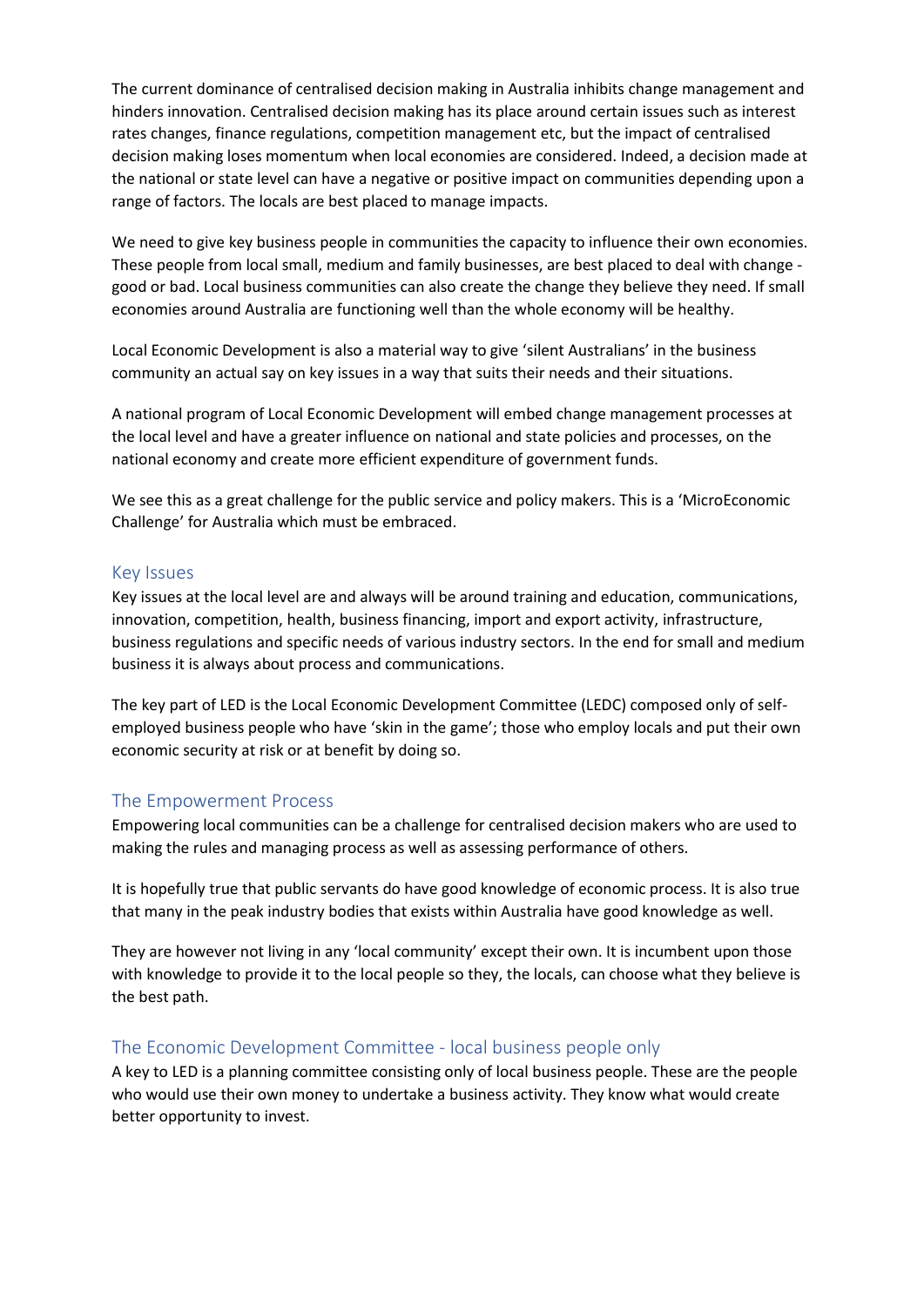The current dominance of centralised decision making in Australia inhibits change management and hinders innovation. Centralised decision making has its place around certain issues such as interest rates changes, finance regulations, competition management etc, but the impact of centralised decision making loses momentum when local economies are considered. Indeed, a decision made at the national or state level can have a negative or positive impact on communities depending upon a range of factors. The locals are best placed to manage impacts.

We need to give key business people in communities the capacity to influence their own economies. These people from local small, medium and family businesses, are best placed to deal with change - good or bad. Local business communities can also create the change they believe they need. If small economies around Australia are functioning well than the whole economy will be healthy.

Local Economic Development is also a material way to give 'silent Australians' in the business community an actual say on key issues in a way that suits their needs and their situations.

A national program of Local Economic Development will embed change management processes at the local level and have a greater influence on national and state policies and processes, on the national economy and create more efficient expenditure of government funds.

We see this as a great challenge for the public service and policy makers. This is a 'MicroEconomic Challenge' for Australia which must be embraced.

## Key Issues

Key issues at the local level are and always will be around training and education, communications, innovation, competition, health, business financing, import and export activity, infrastructure, business regulations and specific needs of various industry sectors. In the end for small and medium business it is always about process and communications.

The key part of LED is the Local Economic Development Committee (LEDC) composed only of self-employed business people who have 'skin in the game'; those who employ locals and put their own economic security at risk or at benefit by doing so.

## The Empowerment Process

Empowering local communities can be a challenge for centralised decision makers who are used to making the rules and managing process as well as assessing performance of others.

It is hopefully true that public servants do have good knowledge of economic process. It is also true that many in the peak industry bodies that exists within Australia have good knowledge as well.

They are however not living in any 'local community' except their own. It is incumbent upon those with knowledge to provide it to the local people so they, the locals, can choose what they believe is the best path.

## The Economic Development Committee - local business people only

A key to LED is a planning committee consisting only of local business people. These are the people who would use their own money to undertake a business activity. They know what would create better opportunity to invest.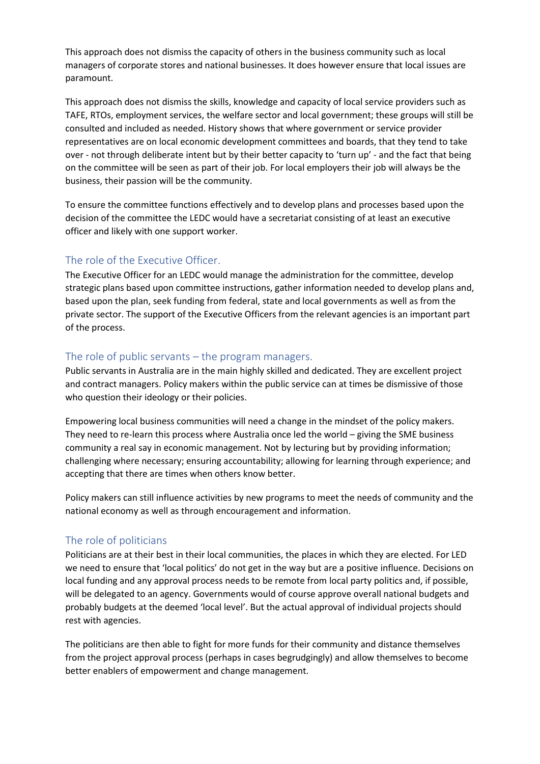This approach does not dismiss the capacity of others in the business community such as local managers of corporate stores and national businesses. It does however ensure that local issues are paramount.

This approach does not dismiss the skills, knowledge and capacity of local service providers such as TAFE, RTOs, employment services, the welfare sector and local government; these groups will still be consulted and included as needed. History shows that where government or service provider representatives are on local economic development committees and boards, that they tend to take over - not through deliberate intent but by their better capacity to 'turn up' - and the fact that being on the committee will be seen as part of their job. For local employers their job will always be the business, their passion will be the community.

To ensure the committee functions effectively and to develop plans and processes based upon the decision of the committee the LEDC would have a secretariat consisting of at least an executive officer and likely with one support worker.

## The role of the Executive Officer.

The Executive Officer for an LEDC would manage the administration for the committee, develop strategic plans based upon committee instructions, gather information needed to develop plans and, based upon the plan, seek funding from federal, state and local governments as well as from the private sector. The support of the Executive Officers from the relevant agencies is an important part of the process.

## The role of public servants – the program managers.

Public servants in Australia are in the main highly skilled and dedicated. They are excellent project and contract managers. Policy makers within the public service can at times be dismissive of those who question their ideology or their policies.

Empowering local business communities will need a change in the mindset of the policy makers. They need to re-learn this process where Australia once led the world – giving the SME business community a real say in economic management. Not by lecturing but by providing information; challenging where necessary; ensuring accountability; allowing for learning through experience; and accepting that there are times when others know better.

Policy makers can still influence activities by new programs to meet the needs of community and the national economy as well as through encouragement and information.

## The role of politicians

Politicians are at their best in their local communities, the places in which they are elected. For LED we need to ensure that 'local politics' do not get in the way but are a positive influence. Decisions on local funding and any approval process needs to be remote from local party politics and, if possible, will be delegated to an agency. Governments would of course approve overall national budgets and probably budgets at the deemed 'local level'. But the actual approval of individual projects should rest with agencies.

The politicians are then able to fight for more funds for their community and distance themselves from the project approval process (perhaps in cases begrudgingly) and allow themselves to become better enablers of empowerment and change management.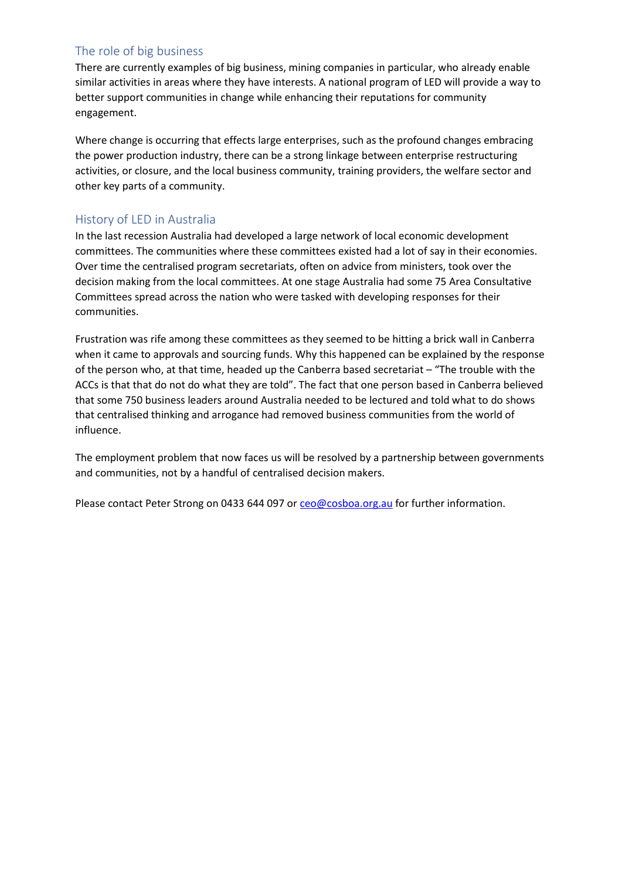## The role of big business

There are currently examples of big business, mining companies in particular, who already enable similar activities in areas where they have interests. A national program of LED will provide a way to better support communities in change while enhancing their reputations for community engagement.

Where change is occurring that effects large enterprises, such as the profound changes embracing the power production industry, there can be a strong linkage between enterprise restructuring activities, or closure, and the local business community, training providers, the welfare sector and other key parts of a community.

## History of LED in Australia

In the last recession Australia had developed a large network of local economic development committees. The communities where these committees existed had a lot of say in their economies. Over time the centralised program secretariats, often on advice from ministers, took over the decision making from the local committees. At one stage Australia had some 75 Area Consultative Committees spread across the nation who were tasked with developing responses for their communities.

Frustration was rife among these committees as they seemed to be hitting a brick wall in Canberra when it came to approvals and sourcing funds. Why this happened can be explained by the response of the person who, at that time, headed up the Canberra based secretariat – "The trouble with the ACCs is that that do not do what they are told". The fact that one person based in Canberra believed that some 750 business leaders around Australia needed to be lectured and told what to do shows that centralised thinking and arrogance had removed business communities from the world of influence.

The employment problem that now faces us will be resolved by a partnership between governments and communities, not by a handful of centralised decision makers.

Please contact Peter Strong on 0433 644 097 or ceo@cosboa.org.au for further information.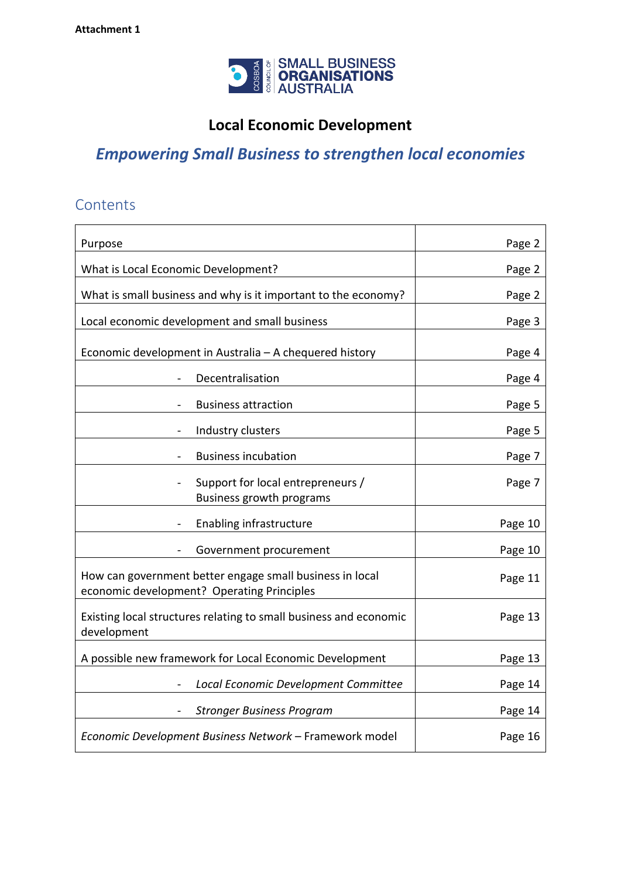**Attachment 1**

COSBOA COUNCIL OF SMALL BUSINESS ORGANISATIONS AUSTRALIA

# Local Economic Development

## *Empowering Small Business to strengthen local economies*

## Contents

| | |
|---|---|
| Purpose | Page 2 |
| What is Local Economic Development? | Page 2 |
| What is small business and why is it important to the economy? | Page 2 |
| Local economic development and small business | Page 3 |
| Economic development in Australia – A chequered history | Page 4 |
| - Decentralisation | Page 4 |
| - Business attraction | Page 5 |
| - Industry clusters | Page 5 |
| - Business incubation | Page 7 |
| - Support for local entrepreneurs / Business growth programs | Page 7 |
| - Enabling infrastructure | Page 10 |
| - Government procurement | Page 10 |
| How can government better engage small business in local economic development? Operating Principles | Page 11 |
| Existing local structures relating to small business and economic development | Page 13 |
| A possible new framework for Local Economic Development | Page 13 |
| - *Local Economic Development Committee* | Page 14 |
| - *Stronger Business Program* | Page 14 |
| *Economic Development Business Network* – Framework model | Page 16 |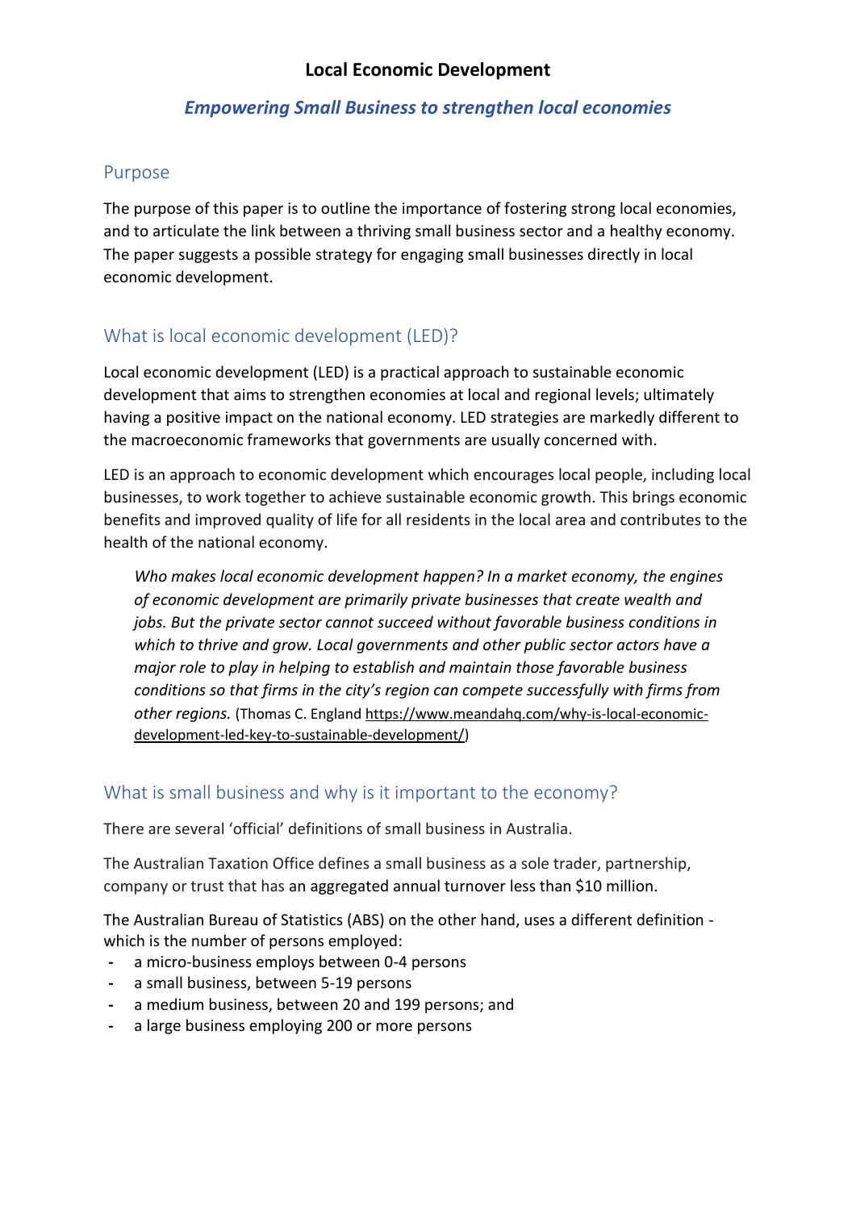# Local Economic Development

## *Empowering Small Business to strengthen local economies*

## Purpose

The purpose of this paper is to outline the importance of fostering strong local economies, and to articulate the link between a thriving small business sector and a healthy economy. The paper suggests a possible strategy for engaging small businesses directly in local economic development.

## What is local economic development (LED)?

Local economic development (LED) is a practical approach to sustainable economic development that aims to strengthen economies at local and regional levels; ultimately having a positive impact on the national economy. LED strategies are markedly different to the macroeconomic frameworks that governments are usually concerned with.

LED is an approach to economic development which encourages local people, including local businesses, to work together to achieve sustainable economic growth. This brings economic benefits and improved quality of life for all residents in the local area and contributes to the health of the national economy.

> *Who makes local economic development happen? In a market economy, the engines of economic development are primarily private businesses that create wealth and jobs. But the private sector cannot succeed without favorable business conditions in which to thrive and grow. Local governments and other public sector actors have a major role to play in helping to establish and maintain those favorable business conditions so that firms in the city's region can compete successfully with firms from other regions.* (Thomas C. England https://www.meandahq.com/why-is-local-economic-development-led-key-to-sustainable-development/)

## What is small business and why is it important to the economy?

There are several 'official' definitions of small business in Australia.

The Australian Taxation Office defines a small business as a sole trader, partnership, company or trust that has an aggregated annual turnover less than $10 million.

The Australian Bureau of Statistics (ABS) on the other hand, uses a different definition - which is the number of persons employed:

- a micro-business employs between 0-4 persons
- a small business, between 5-19 persons
- a medium business, between 20 and 199 persons; and
- a large business employing 200 or more persons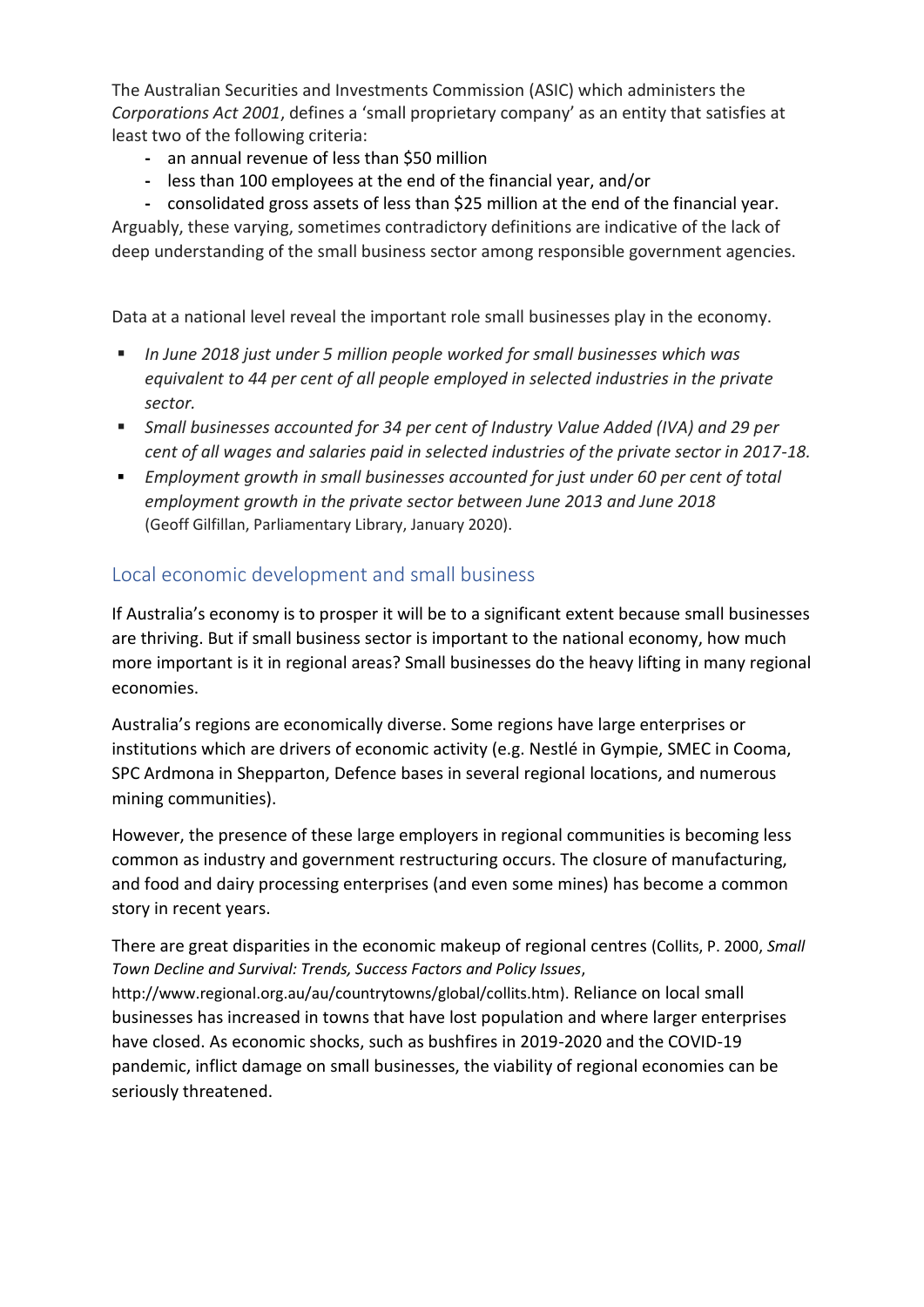The Australian Securities and Investments Commission (ASIC) which administers the *Corporations Act 2001*, defines a 'small proprietary company' as an entity that satisfies at least two of the following criteria:

- an annual revenue of less than $50 million
- less than 100 employees at the end of the financial year, and/or
- consolidated gross assets of less than $25 million at the end of the financial year.

Arguably, these varying, sometimes contradictory definitions are indicative of the lack of deep understanding of the small business sector among responsible government agencies.

Data at a national level reveal the important role small businesses play in the economy.

- *In June 2018 just under 5 million people worked for small businesses which was equivalent to 44 per cent of all people employed in selected industries in the private sector.*
- *Small businesses accounted for 34 per cent of Industry Value Added (IVA) and 29 per cent of all wages and salaries paid in selected industries of the private sector in 2017-18.*
- *Employment growth in small businesses accounted for just under 60 per cent of total employment growth in the private sector between June 2013 and June 2018* (Geoff Gilfillan, Parliamentary Library, January 2020).

## Local economic development and small business

If Australia's economy is to prosper it will be to a significant extent because small businesses are thriving. But if small business sector is important to the national economy, how much more important is it in regional areas? Small businesses do the heavy lifting in many regional economies.

Australia's regions are economically diverse. Some regions have large enterprises or institutions which are drivers of economic activity (e.g. Nestlé in Gympie, SMEC in Cooma, SPC Ardmona in Shepparton, Defence bases in several regional locations, and numerous mining communities).

However, the presence of these large employers in regional communities is becoming less common as industry and government restructuring occurs. The closure of manufacturing, and food and dairy processing enterprises (and even some mines) has become a common story in recent years.

There are great disparities in the economic makeup of regional centres (Collits, P. 2000, *Small Town Decline and Survival: Trends, Success Factors and Policy Issues*, http://www.regional.org.au/au/countrytowns/global/collits.htm). Reliance on local small businesses has increased in towns that have lost population and where larger enterprises have closed. As economic shocks, such as bushfires in 2019-2020 and the COVID-19 pandemic, inflict damage on small businesses, the viability of regional economies can be seriously threatened.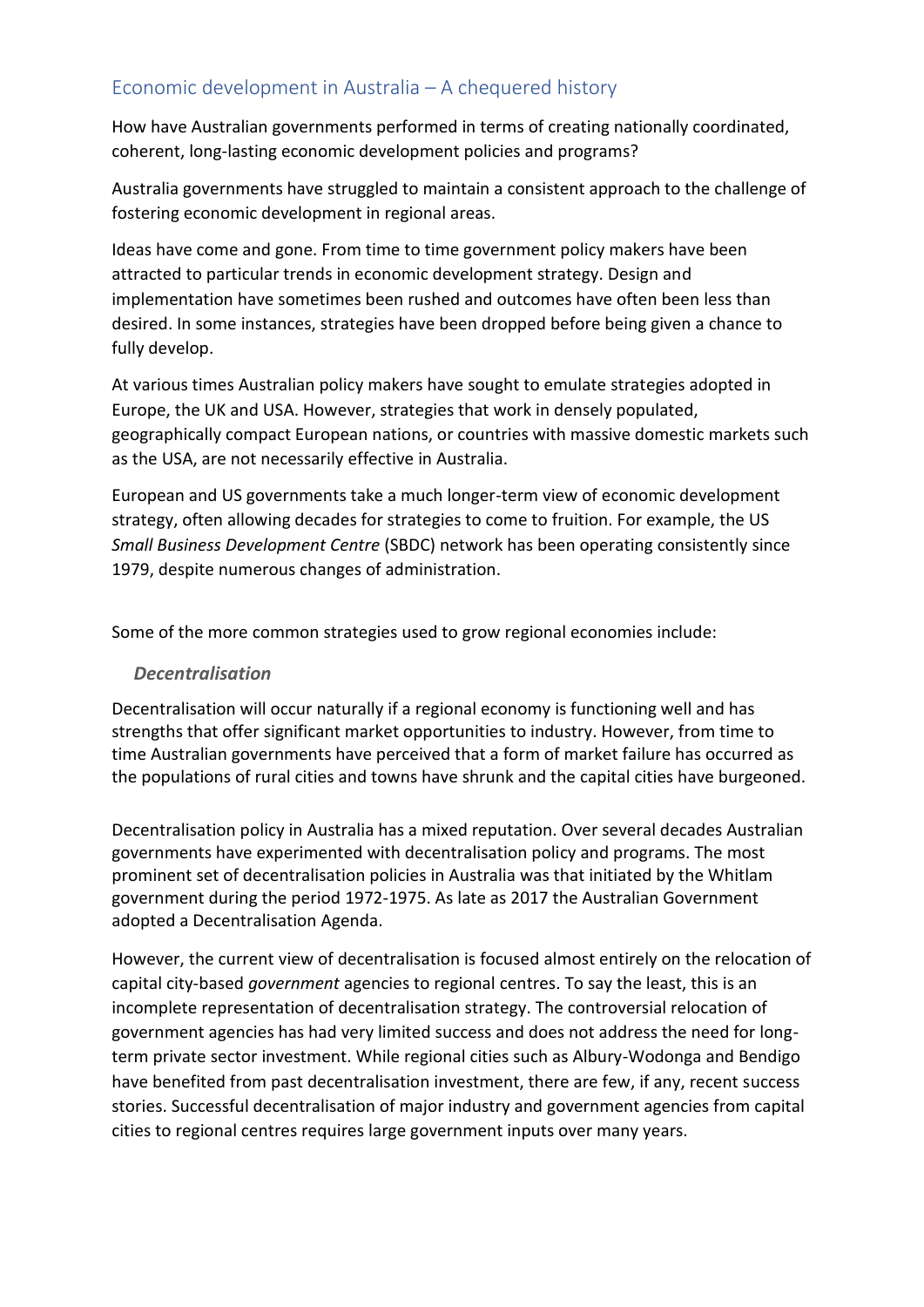## Economic development in Australia – A chequered history

How have Australian governments performed in terms of creating nationally coordinated, coherent, long-lasting economic development policies and programs?

Australia governments have struggled to maintain a consistent approach to the challenge of fostering economic development in regional areas.

Ideas have come and gone. From time to time government policy makers have been attracted to particular trends in economic development strategy. Design and implementation have sometimes been rushed and outcomes have often been less than desired. In some instances, strategies have been dropped before being given a chance to fully develop.

At various times Australian policy makers have sought to emulate strategies adopted in Europe, the UK and USA. However, strategies that work in densely populated, geographically compact European nations, or countries with massive domestic markets such as the USA, are not necessarily effective in Australia.

European and US governments take a much longer-term view of economic development strategy, often allowing decades for strategies to come to fruition. For example, the US *Small Business Development Centre* (SBDC) network has been operating consistently since 1979, despite numerous changes of administration.

Some of the more common strategies used to grow regional economies include:

### *Decentralisation*

Decentralisation will occur naturally if a regional economy is functioning well and has strengths that offer significant market opportunities to industry. However, from time to time Australian governments have perceived that a form of market failure has occurred as the populations of rural cities and towns have shrunk and the capital cities have burgeoned.

Decentralisation policy in Australia has a mixed reputation. Over several decades Australian governments have experimented with decentralisation policy and programs. The most prominent set of decentralisation policies in Australia was that initiated by the Whitlam government during the period 1972-1975. As late as 2017 the Australian Government adopted a Decentralisation Agenda.

However, the current view of decentralisation is focused almost entirely on the relocation of capital city-based *government* agencies to regional centres. To say the least, this is an incomplete representation of decentralisation strategy. The controversial relocation of government agencies has had very limited success and does not address the need for long-term private sector investment. While regional cities such as Albury-Wodonga and Bendigo have benefited from past decentralisation investment, there are few, if any, recent success stories. Successful decentralisation of major industry and government agencies from capital cities to regional centres requires large government inputs over many years.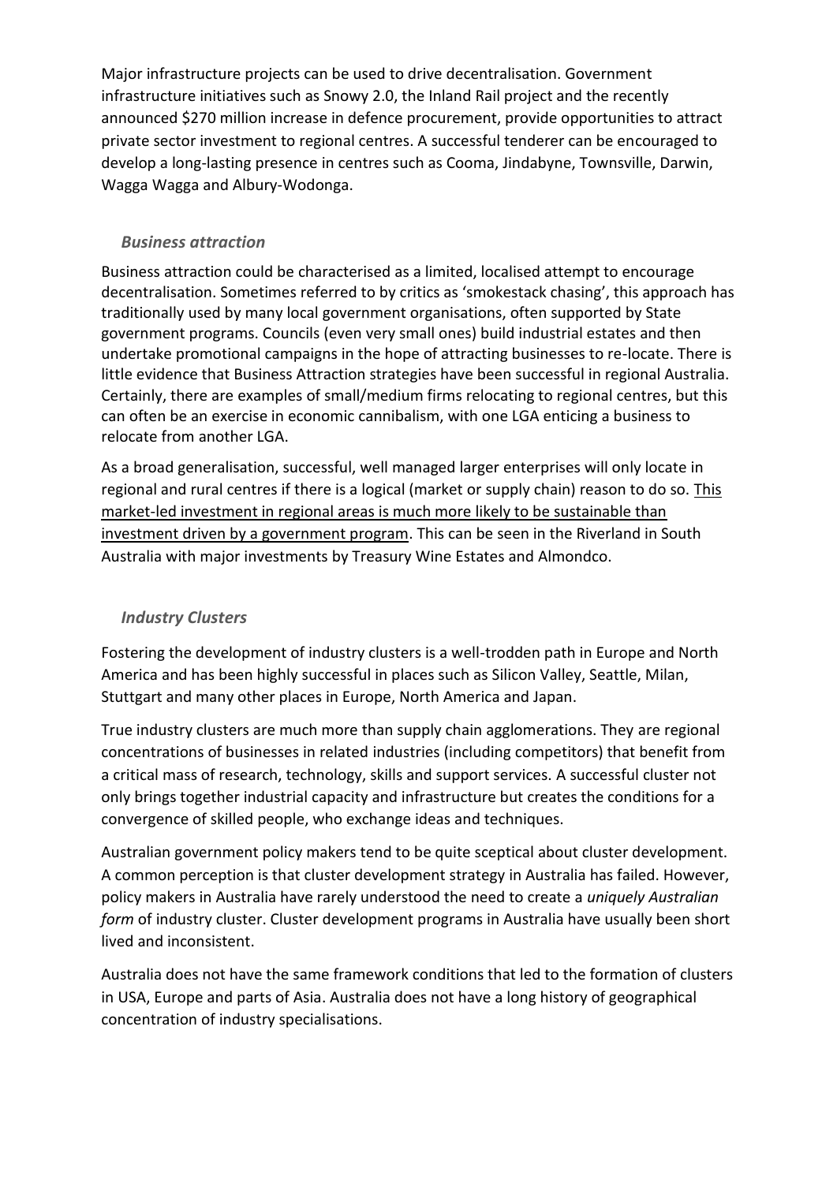Major infrastructure projects can be used to drive decentralisation. Government infrastructure initiatives such as Snowy 2.0, the Inland Rail project and the recently announced $270 million increase in defence procurement, provide opportunities to attract private sector investment to regional centres. A successful tenderer can be encouraged to develop a long-lasting presence in centres such as Cooma, Jindabyne, Townsville, Darwin, Wagga Wagga and Albury-Wodonga.

### *Business attraction*

Business attraction could be characterised as a limited, localised attempt to encourage decentralisation. Sometimes referred to by critics as 'smokestack chasing', this approach has traditionally used by many local government organisations, often supported by State government programs. Councils (even very small ones) build industrial estates and then undertake promotional campaigns in the hope of attracting businesses to re-locate. There is little evidence that Business Attraction strategies have been successful in regional Australia. Certainly, there are examples of small/medium firms relocating to regional centres, but this can often be an exercise in economic cannibalism, with one LGA enticing a business to relocate from another LGA.

As a broad generalisation, successful, well managed larger enterprises will only locate in regional and rural centres if there is a logical (market or supply chain) reason to do so. <u>This market-led investment in regional areas is much more likely to be sustainable than investment driven by a government program</u>. This can be seen in the Riverland in South Australia with major investments by Treasury Wine Estates and Almondco.

### *Industry Clusters*

Fostering the development of industry clusters is a well-trodden path in Europe and North America and has been highly successful in places such as Silicon Valley, Seattle, Milan, Stuttgart and many other places in Europe, North America and Japan.

True industry clusters are much more than supply chain agglomerations. They are regional concentrations of businesses in related industries (including competitors) that benefit from a critical mass of research, technology, skills and support services. A successful cluster not only brings together industrial capacity and infrastructure but creates the conditions for a convergence of skilled people, who exchange ideas and techniques.

Australian government policy makers tend to be quite sceptical about cluster development. A common perception is that cluster development strategy in Australia has failed. However, policy makers in Australia have rarely understood the need to create a *uniquely Australian form* of industry cluster. Cluster development programs in Australia have usually been short lived and inconsistent.

Australia does not have the same framework conditions that led to the formation of clusters in USA, Europe and parts of Asia. Australia does not have a long history of geographical concentration of industry specialisations.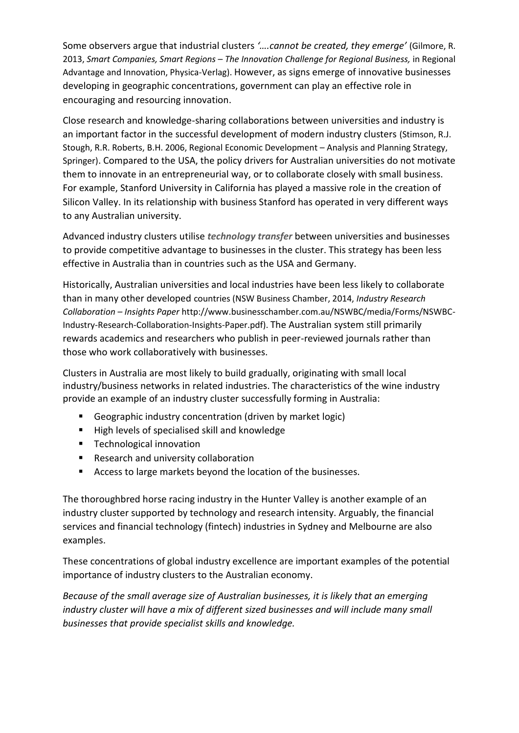Some observers argue that industrial clusters *'….cannot be created, they emerge'* (Gilmore, R. 2013, *Smart Companies, Smart Regions – The Innovation Challenge for Regional Business,* in Regional Advantage and Innovation, Physica-Verlag). However, as signs emerge of innovative businesses developing in geographic concentrations, government can play an effective role in encouraging and resourcing innovation.

Close research and knowledge-sharing collaborations between universities and industry is an important factor in the successful development of modern industry clusters (Stimson, R.J. Stough, R.R. Roberts, B.H. 2006, Regional Economic Development – Analysis and Planning Strategy, Springer). Compared to the USA, the policy drivers for Australian universities do not motivate them to innovate in an entrepreneurial way, or to collaborate closely with small business. For example, Stanford University in California has played a massive role in the creation of Silicon Valley. In its relationship with business Stanford has operated in very different ways to any Australian university.

Advanced industry clusters utilise ***technology transfer*** between universities and businesses to provide competitive advantage to businesses in the cluster. This strategy has been less effective in Australia than in countries such as the USA and Germany.

Historically, Australian universities and local industries have been less likely to collaborate than in many other developed countries (NSW Business Chamber, 2014, *Industry Research Collaboration – Insights Paper* http://www.businesschamber.com.au/NSWBC/media/Forms/NSWBC-Industry-Research-Collaboration-Insights-Paper.pdf). The Australian system still primarily rewards academics and researchers who publish in peer-reviewed journals rather than those who work collaboratively with businesses.

Clusters in Australia are most likely to build gradually, originating with small local industry/business networks in related industries. The characteristics of the wine industry provide an example of an industry cluster successfully forming in Australia:

- Geographic industry concentration (driven by market logic)
- High levels of specialised skill and knowledge
- Technological innovation
- Research and university collaboration
- Access to large markets beyond the location of the businesses.

The thoroughbred horse racing industry in the Hunter Valley is another example of an industry cluster supported by technology and research intensity. Arguably, the financial services and financial technology (fintech) industries in Sydney and Melbourne are also examples.

These concentrations of global industry excellence are important examples of the potential importance of industry clusters to the Australian economy.

*Because of the small average size of Australian businesses, it is likely that an emerging industry cluster will have a mix of different sized businesses and will include many small businesses that provide specialist skills and knowledge.*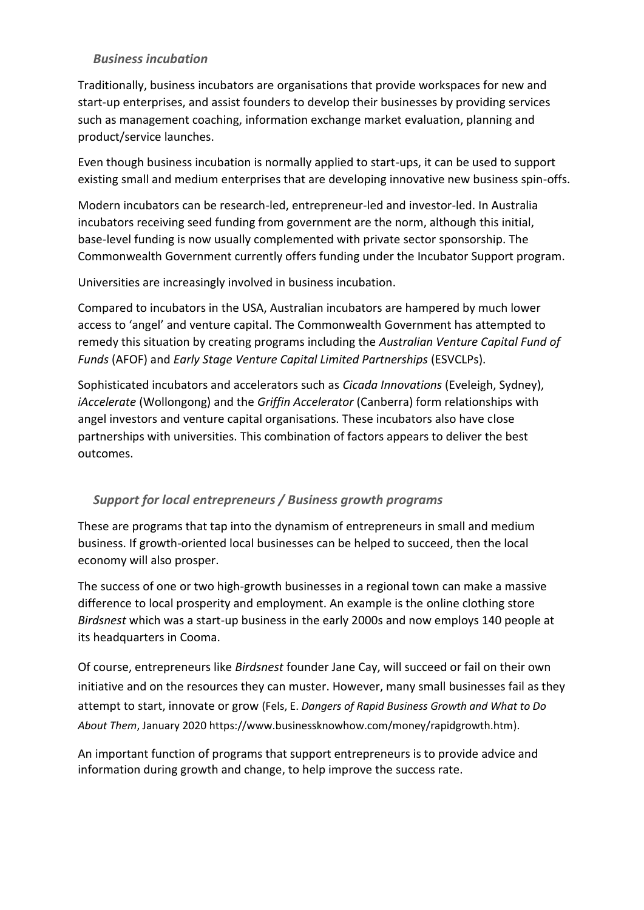### *Business incubation*

Traditionally, business incubators are organisations that provide workspaces for new and start-up enterprises, and assist founders to develop their businesses by providing services such as management coaching, information exchange market evaluation, planning and product/service launches.

Even though business incubation is normally applied to start-ups, it can be used to support existing small and medium enterprises that are developing innovative new business spin-offs.

Modern incubators can be research-led, entrepreneur-led and investor-led. In Australia incubators receiving seed funding from government are the norm, although this initial, base-level funding is now usually complemented with private sector sponsorship. The Commonwealth Government currently offers funding under the Incubator Support program.

Universities are increasingly involved in business incubation.

Compared to incubators in the USA, Australian incubators are hampered by much lower access to 'angel' and venture capital. The Commonwealth Government has attempted to remedy this situation by creating programs including the *Australian Venture Capital Fund of Funds* (AFOF) and *Early Stage Venture Capital Limited Partnerships* (ESVCLPs).

Sophisticated incubators and accelerators such as *Cicada Innovations* (Eveleigh, Sydney), *iAccelerate* (Wollongong) and the *Griffin Accelerator* (Canberra) form relationships with angel investors and venture capital organisations. These incubators also have close partnerships with universities. This combination of factors appears to deliver the best outcomes.

### *Support for local entrepreneurs / Business growth programs*

These are programs that tap into the dynamism of entrepreneurs in small and medium business. If growth-oriented local businesses can be helped to succeed, then the local economy will also prosper.

The success of one or two high-growth businesses in a regional town can make a massive difference to local prosperity and employment. An example is the online clothing store *Birdsnest* which was a start-up business in the early 2000s and now employs 140 people at its headquarters in Cooma.

Of course, entrepreneurs like *Birdsnest* founder Jane Cay, will succeed or fail on their own initiative and on the resources they can muster. However, many small businesses fail as they attempt to start, innovate or grow (Fels, E. *Dangers of Rapid Business Growth and What to Do About Them*, January 2020 https://www.businessknowhow.com/money/rapidgrowth.htm).

An important function of programs that support entrepreneurs is to provide advice and information during growth and change, to help improve the success rate.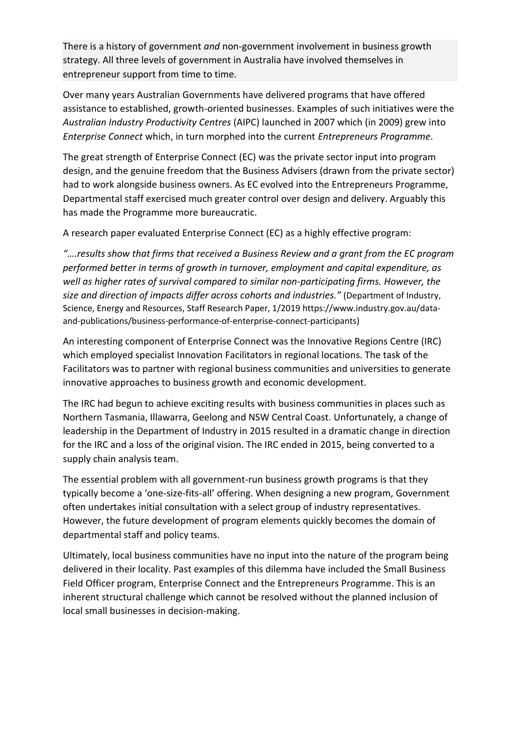There is a history of government *and* non-government involvement in business growth strategy. All three levels of government in Australia have involved themselves in entrepreneur support from time to time.

Over many years Australian Governments have delivered programs that have offered assistance to established, growth-oriented businesses. Examples of such initiatives were the *Australian Industry Productivity Centres* (AIPC) launched in 2007 which (in 2009) grew into *Enterprise Connect* which, in turn morphed into the current *Entrepreneurs Programme*.

The great strength of Enterprise Connect (EC) was the private sector input into program design, and the genuine freedom that the Business Advisers (drawn from the private sector) had to work alongside business owners. As EC evolved into the Entrepreneurs Programme, Departmental staff exercised much greater control over design and delivery. Arguably this has made the Programme more bureaucratic.

A research paper evaluated Enterprise Connect (EC) as a highly effective program:

*"….results show that firms that received a Business Review and a grant from the EC program performed better in terms of growth in turnover, employment and capital expenditure, as well as higher rates of survival compared to similar non-participating firms. However, the size and direction of impacts differ across cohorts and industries."* (Department of Industry, Science, Energy and Resources, Staff Research Paper, 1/2019 https://www.industry.gov.au/data-and-publications/business-performance-of-enterprise-connect-participants)

An interesting component of Enterprise Connect was the Innovative Regions Centre (IRC) which employed specialist Innovation Facilitators in regional locations. The task of the Facilitators was to partner with regional business communities and universities to generate innovative approaches to business growth and economic development.

The IRC had begun to achieve exciting results with business communities in places such as Northern Tasmania, Illawarra, Geelong and NSW Central Coast. Unfortunately, a change of leadership in the Department of Industry in 2015 resulted in a dramatic change in direction for the IRC and a loss of the original vision. The IRC ended in 2015, being converted to a supply chain analysis team.

The essential problem with all government-run business growth programs is that they typically become a 'one-size-fits-all' offering. When designing a new program, Government often undertakes initial consultation with a select group of industry representatives. However, the future development of program elements quickly becomes the domain of departmental staff and policy teams.

Ultimately, local business communities have no input into the nature of the program being delivered in their locality. Past examples of this dilemma have included the Small Business Field Officer program, Enterprise Connect and the Entrepreneurs Programme. This is an inherent structural challenge which cannot be resolved without the planned inclusion of local small businesses in decision-making.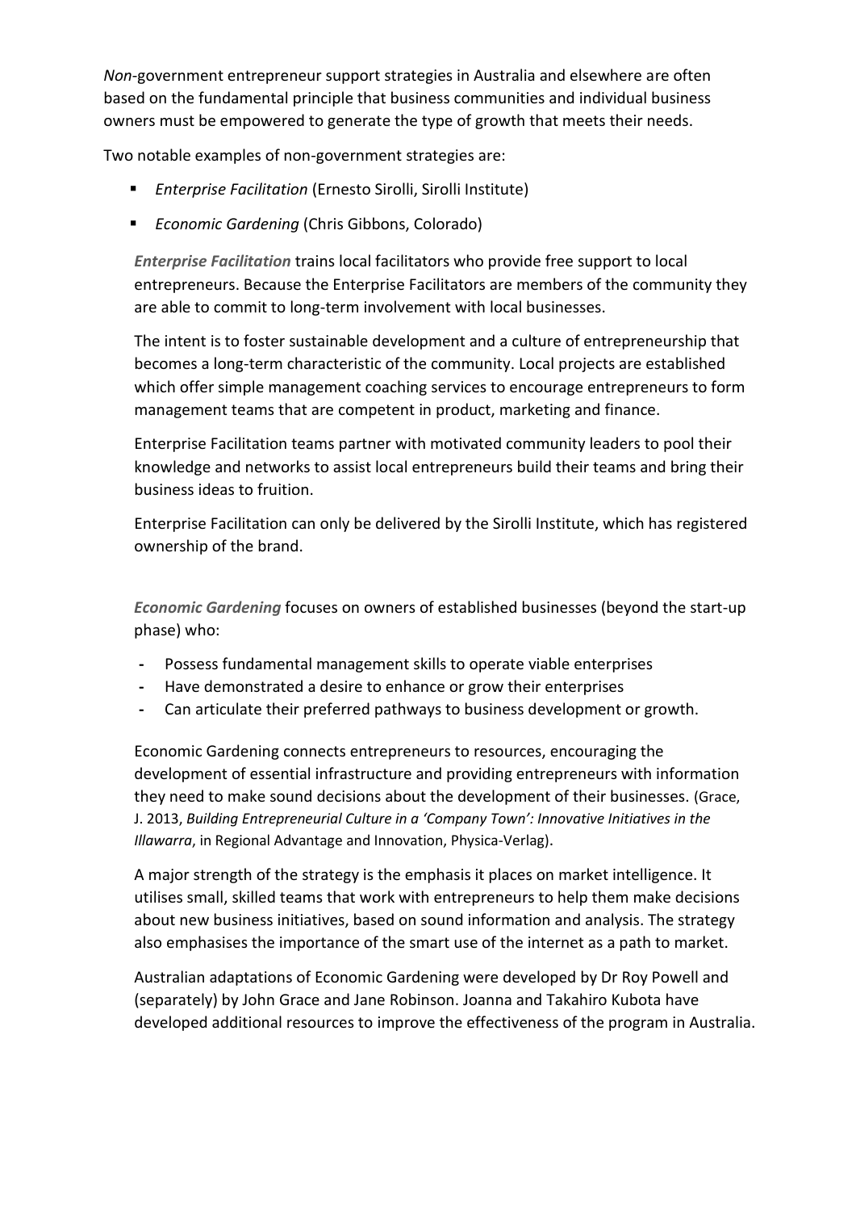*Non*-government entrepreneur support strategies in Australia and elsewhere are often based on the fundamental principle that business communities and individual business owners must be empowered to generate the type of growth that meets their needs.

Two notable examples of non-government strategies are:

- *Enterprise Facilitation* (Ernesto Sirolli, Sirolli Institute)
- *Economic Gardening* (Chris Gibbons, Colorado)

***Enterprise Facilitation*** trains local facilitators who provide free support to local entrepreneurs. Because the Enterprise Facilitators are members of the community they are able to commit to long-term involvement with local businesses.

The intent is to foster sustainable development and a culture of entrepreneurship that becomes a long-term characteristic of the community. Local projects are established which offer simple management coaching services to encourage entrepreneurs to form management teams that are competent in product, marketing and finance.

Enterprise Facilitation teams partner with motivated community leaders to pool their knowledge and networks to assist local entrepreneurs build their teams and bring their business ideas to fruition.

Enterprise Facilitation can only be delivered by the Sirolli Institute, which has registered ownership of the brand.

***Economic Gardening*** focuses on owners of established businesses (beyond the start-up phase) who:

- Possess fundamental management skills to operate viable enterprises
- Have demonstrated a desire to enhance or grow their enterprises
- Can articulate their preferred pathways to business development or growth.

Economic Gardening connects entrepreneurs to resources, encouraging the development of essential infrastructure and providing entrepreneurs with information they need to make sound decisions about the development of their businesses. (Grace, J. 2013, *Building Entrepreneurial Culture in a 'Company Town': Innovative Initiatives in the Illawarra*, in Regional Advantage and Innovation, Physica-Verlag).

A major strength of the strategy is the emphasis it places on market intelligence. It utilises small, skilled teams that work with entrepreneurs to help them make decisions about new business initiatives, based on sound information and analysis. The strategy also emphasises the importance of the smart use of the internet as a path to market.

Australian adaptations of Economic Gardening were developed by Dr Roy Powell and (separately) by John Grace and Jane Robinson. Joanna and Takahiro Kubota have developed additional resources to improve the effectiveness of the program in Australia.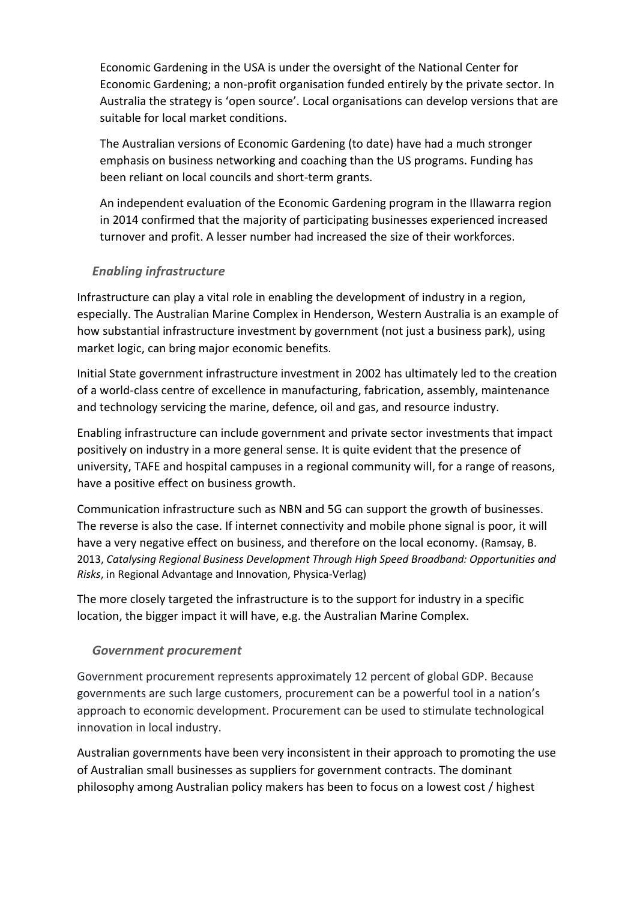Economic Gardening in the USA is under the oversight of the National Center for Economic Gardening; a non-profit organisation funded entirely by the private sector. In Australia the strategy is 'open source'. Local organisations can develop versions that are suitable for local market conditions.

The Australian versions of Economic Gardening (to date) have had a much stronger emphasis on business networking and coaching than the US programs. Funding has been reliant on local councils and short-term grants.

An independent evaluation of the Economic Gardening program in the Illawarra region in 2014 confirmed that the majority of participating businesses experienced increased turnover and profit. A lesser number had increased the size of their workforces.

### *Enabling infrastructure*

Infrastructure can play a vital role in enabling the development of industry in a region, especially. The Australian Marine Complex in Henderson, Western Australia is an example of how substantial infrastructure investment by government (not just a business park), using market logic, can bring major economic benefits.

Initial State government infrastructure investment in 2002 has ultimately led to the creation of a world-class centre of excellence in manufacturing, fabrication, assembly, maintenance and technology servicing the marine, defence, oil and gas, and resource industry.

Enabling infrastructure can include government and private sector investments that impact positively on industry in a more general sense. It is quite evident that the presence of university, TAFE and hospital campuses in a regional community will, for a range of reasons, have a positive effect on business growth.

Communication infrastructure such as NBN and 5G can support the growth of businesses. The reverse is also the case. If internet connectivity and mobile phone signal is poor, it will have a very negative effect on business, and therefore on the local economy. (Ramsay, B. 2013, *Catalysing Regional Business Development Through High Speed Broadband: Opportunities and Risks*, in Regional Advantage and Innovation, Physica-Verlag)

The more closely targeted the infrastructure is to the support for industry in a specific location, the bigger impact it will have, e.g. the Australian Marine Complex.

### *Government procurement*

Government procurement represents approximately 12 percent of global GDP. Because governments are such large customers, procurement can be a powerful tool in a nation's approach to economic development. Procurement can be used to stimulate technological innovation in local industry.

Australian governments have been very inconsistent in their approach to promoting the use of Australian small businesses as suppliers for government contracts. The dominant philosophy among Australian policy makers has been to focus on a lowest cost / highest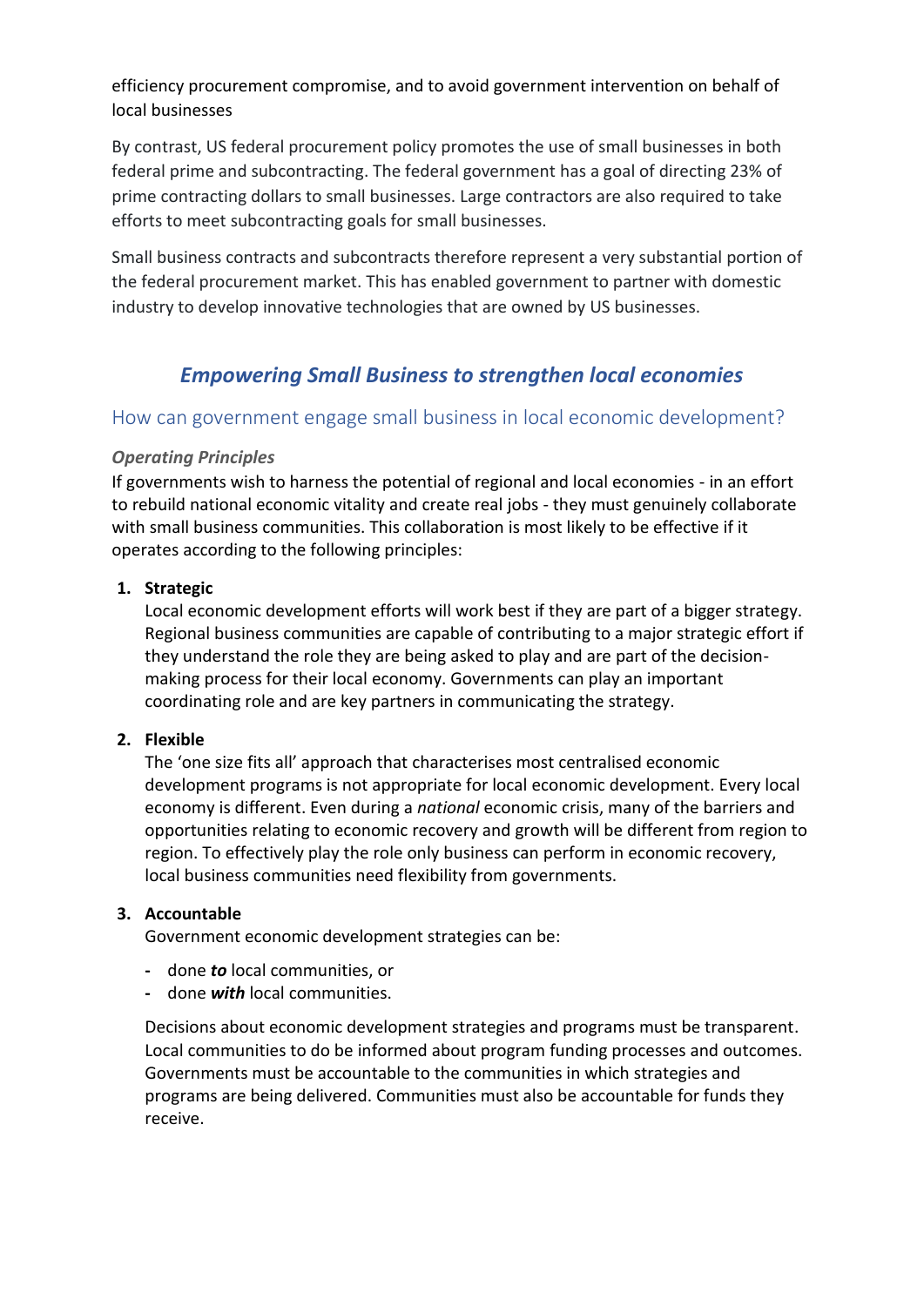efficiency procurement compromise, and to avoid government intervention on behalf of local businesses

By contrast, US federal procurement policy promotes the use of small businesses in both federal prime and subcontracting. The federal government has a goal of directing 23% of prime contracting dollars to small businesses. Large contractors are also required to take efforts to meet subcontracting goals for small businesses.

Small business contracts and subcontracts therefore represent a very substantial portion of the federal procurement market. This has enabled government to partner with domestic industry to develop innovative technologies that are owned by US businesses.

## *Empowering Small Business to strengthen local economies*

### How can government engage small business in local economic development?

#### *Operating Principles*

If governments wish to harness the potential of regional and local economies - in an effort to rebuild national economic vitality and create real jobs - they must genuinely collaborate with small business communities. This collaboration is most likely to be effective if it operates according to the following principles:

1. **Strategic**
   Local economic development efforts will work best if they are part of a bigger strategy. Regional business communities are capable of contributing to a major strategic effort if they understand the role they are being asked to play and are part of the decision-making process for their local economy. Governments can play an important coordinating role and are key partners in communicating the strategy.

2. **Flexible**
   The 'one size fits all' approach that characterises most centralised economic development programs is not appropriate for local economic development. Every local economy is different. Even during a *national* economic crisis, many of the barriers and opportunities relating to economic recovery and growth will be different from region to region. To effectively play the role only business can perform in economic recovery, local business communities need flexibility from governments.

3. **Accountable**
   Government economic development strategies can be:

   - done ***to*** local communities, or
   - done ***with*** local communities.

   Decisions about economic development strategies and programs must be transparent. Local communities to do be informed about program funding processes and outcomes. Governments must be accountable to the communities in which strategies and programs are being delivered. Communities must also be accountable for funds they receive.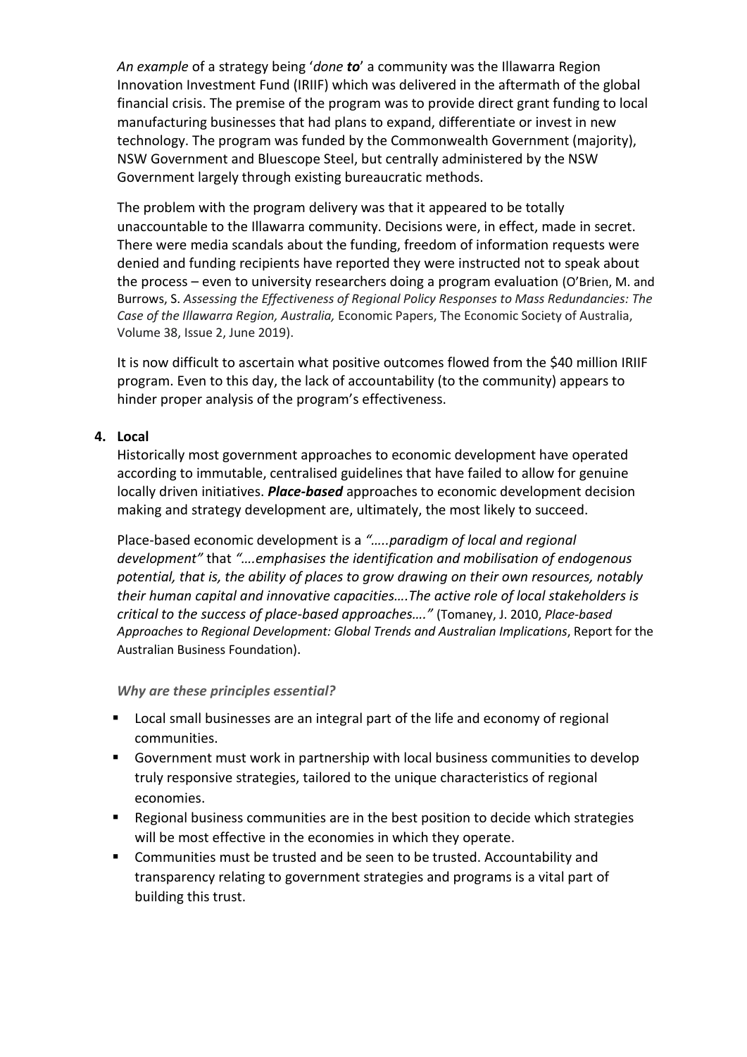*An example* of a strategy being '*done **to***' a community was the Illawarra Region Innovation Investment Fund (IRIIF) which was delivered in the aftermath of the global financial crisis. The premise of the program was to provide direct grant funding to local manufacturing businesses that had plans to expand, differentiate or invest in new technology. The program was funded by the Commonwealth Government (majority), NSW Government and Bluescope Steel, but centrally administered by the NSW Government largely through existing bureaucratic methods.

The problem with the program delivery was that it appeared to be totally unaccountable to the Illawarra community. Decisions were, in effect, made in secret. There were media scandals about the funding, freedom of information requests were denied and funding recipients have reported they were instructed not to speak about the process – even to university researchers doing a program evaluation (O'Brien, M. and Burrows, S. *Assessing the Effectiveness of Regional Policy Responses to Mass Redundancies: The Case of the Illawarra Region, Australia,* Economic Papers, The Economic Society of Australia, Volume 38, Issue 2, June 2019).

It is now difficult to ascertain what positive outcomes flowed from the $40 million IRIIF program. Even to this day, the lack of accountability (to the community) appears to hinder proper analysis of the program's effectiveness.

4. **Local**

Historically most government approaches to economic development have operated according to immutable, centralised guidelines that have failed to allow for genuine locally driven initiatives. ***Place-based*** approaches to economic development decision making and strategy development are, ultimately, the most likely to succeed.

Place-based economic development is a *".....paradigm of local and regional development"* that *"....emphasises the identification and mobilisation of endogenous potential, that is, the ability of places to grow drawing on their own resources, notably their human capital and innovative capacities....The active role of local stakeholders is critical to the success of place-based approaches...."* (Tomaney, J. 2010, *Place-based Approaches to Regional Development: Global Trends and Australian Implications*, Report for the Australian Business Foundation).

***Why are these principles essential?***

- Local small businesses are an integral part of the life and economy of regional communities.
- Government must work in partnership with local business communities to develop truly responsive strategies, tailored to the unique characteristics of regional economies.
- Regional business communities are in the best position to decide which strategies will be most effective in the economies in which they operate.
- Communities must be trusted and be seen to be trusted. Accountability and transparency relating to government strategies and programs is a vital part of building this trust.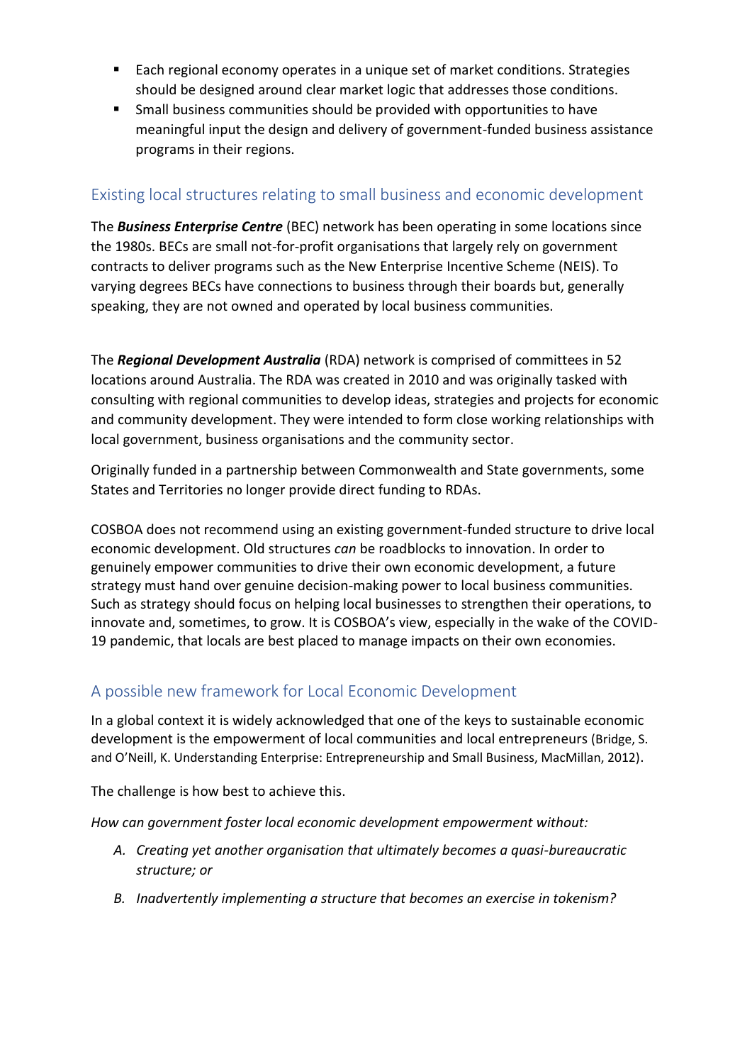- Each regional economy operates in a unique set of market conditions. Strategies should be designed around clear market logic that addresses those conditions.
- Small business communities should be provided with opportunities to have meaningful input the design and delivery of government-funded business assistance programs in their regions.

## Existing local structures relating to small business and economic development

The ***Business Enterprise Centre*** (BEC) network has been operating in some locations since the 1980s. BECs are small not-for-profit organisations that largely rely on government contracts to deliver programs such as the New Enterprise Incentive Scheme (NEIS). To varying degrees BECs have connections to business through their boards but, generally speaking, they are not owned and operated by local business communities.

The ***Regional Development Australia*** (RDA) network is comprised of committees in 52 locations around Australia. The RDA was created in 2010 and was originally tasked with consulting with regional communities to develop ideas, strategies and projects for economic and community development. They were intended to form close working relationships with local government, business organisations and the community sector.

Originally funded in a partnership between Commonwealth and State governments, some States and Territories no longer provide direct funding to RDAs.

COSBOA does not recommend using an existing government-funded structure to drive local economic development. Old structures *can* be roadblocks to innovation. In order to genuinely empower communities to drive their own economic development, a future strategy must hand over genuine decision-making power to local business communities. Such as strategy should focus on helping local businesses to strengthen their operations, to innovate and, sometimes, to grow. It is COSBOA's view, especially in the wake of the COVID-19 pandemic, that locals are best placed to manage impacts on their own economies.

## A possible new framework for Local Economic Development

In a global context it is widely acknowledged that one of the keys to sustainable economic development is the empowerment of local communities and local entrepreneurs (Bridge, S. and O'Neill, K. Understanding Enterprise: Entrepreneurship and Small Business, MacMillan, 2012).

The challenge is how best to achieve this.

*How can government foster local economic development empowerment without:*

A. *Creating yet another organisation that ultimately becomes a quasi-bureaucratic structure; or*

B. *Inadvertently implementing a structure that becomes an exercise in tokenism?*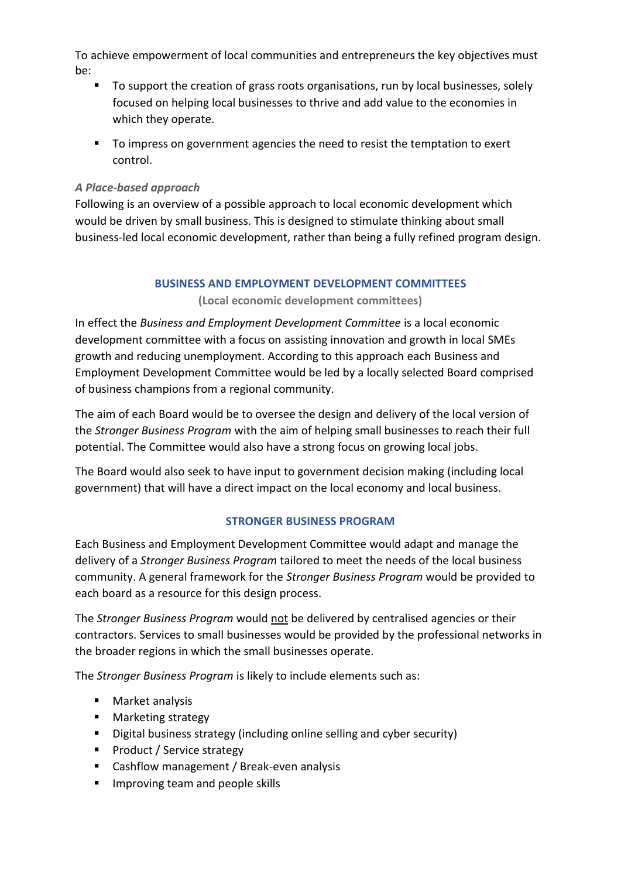To achieve empowerment of local communities and entrepreneurs the key objectives must be:

- To support the creation of grass roots organisations, run by local businesses, solely focused on helping local businesses to thrive and add value to the economies in which they operate.
- To impress on government agencies the need to resist the temptation to exert control.

***A Place-based approach***

Following is an overview of a possible approach to local economic development which would be driven by small business. This is designed to stimulate thinking about small business-led local economic development, rather than being a fully refined program design.

## BUSINESS AND EMPLOYMENT DEVELOPMENT COMMITTEES

**(Local economic development committees)**

In effect the *Business and Employment Development Committee* is a local economic development committee with a focus on assisting innovation and growth in local SMEs growth and reducing unemployment. According to this approach each Business and Employment Development Committee would be led by a locally selected Board comprised of business champions from a regional community.

The aim of each Board would be to oversee the design and delivery of the local version of the *Stronger Business Program* with the aim of helping small businesses to reach their full potential. The Committee would also have a strong focus on growing local jobs.

The Board would also seek to have input to government decision making (including local government) that will have a direct impact on the local economy and local business.

## STRONGER BUSINESS PROGRAM

Each Business and Employment Development Committee would adapt and manage the delivery of a *Stronger Business Program* tailored to meet the needs of the local business community. A general framework for the *Stronger Business Program* would be provided to each board as a resource for this design process.

The *Stronger Business Program* would <u>not</u> be delivered by centralised agencies or their contractors. Services to small businesses would be provided by the professional networks in the broader regions in which the small businesses operate.

The *Stronger Business Program* is likely to include elements such as:

- Market analysis
- Marketing strategy
- Digital business strategy (including online selling and cyber security)
- Product / Service strategy
- Cashflow management / Break-even analysis
- Improving team and people skills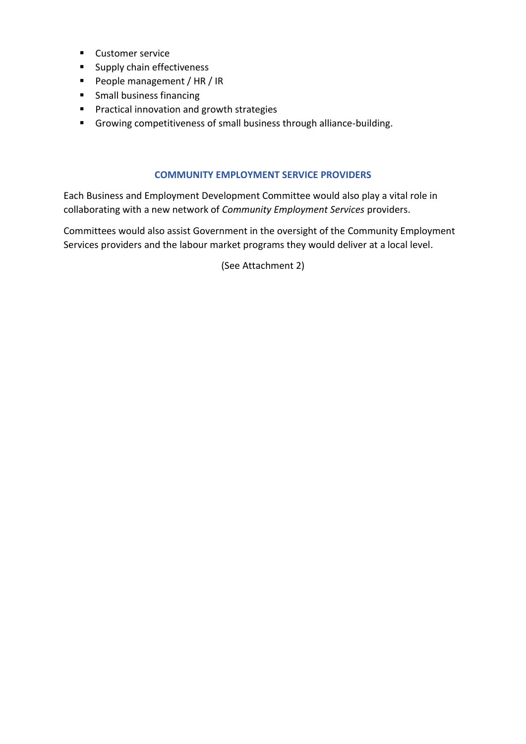- Customer service
- Supply chain effectiveness
- People management / HR / IR
- Small business financing
- Practical innovation and growth strategies
- Growing competitiveness of small business through alliance-building.

### COMMUNITY EMPLOYMENT SERVICE PROVIDERS

Each Business and Employment Development Committee would also play a vital role in collaborating with a new network of *Community Employment Services* providers.

Committees would also assist Government in the oversight of the Community Employment Services providers and the labour market programs they would deliver at a local level.

(See Attachment 2)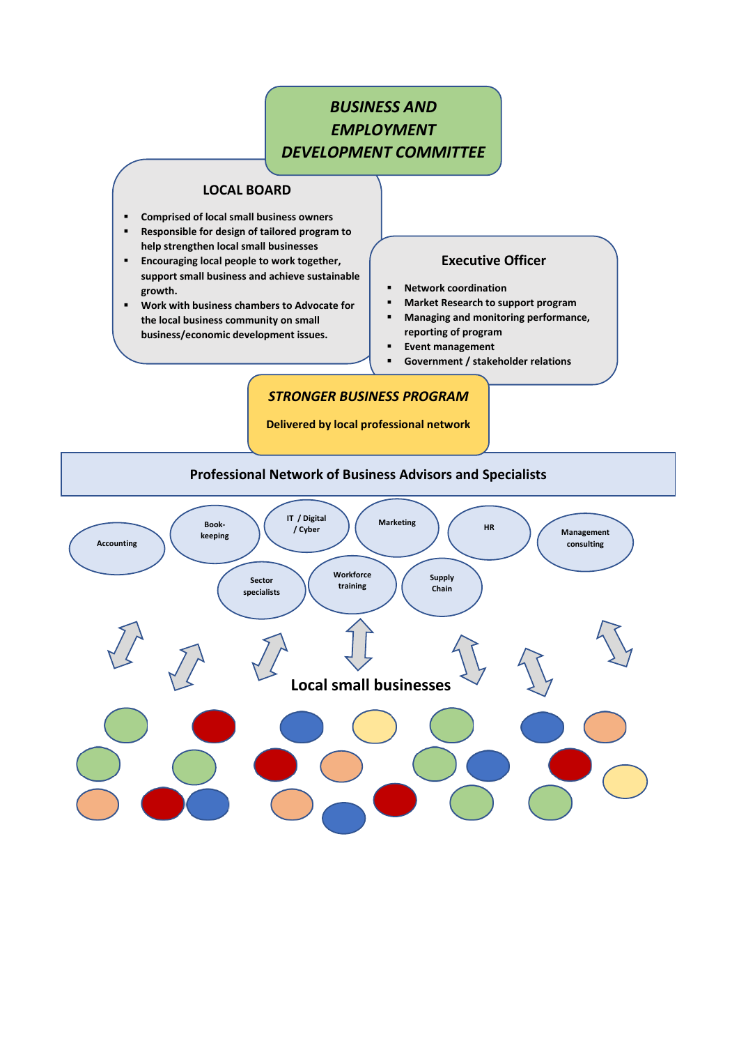***BUSINESS AND EMPLOYMENT DEVELOPMENT COMMITTEE***

**LOCAL BOARD**

- **Comprised of local small business owners**
- **Responsible for design of tailored program to help strengthen local small businesses**
- **Encouraging local people to work together, support small business and achieve sustainable growth.**
- **Work with business chambers to Advocate for the local business community on small business/economic development issues.**

**Executive Officer**

- **Network coordination**
- **Market Research to support program**
- **Managing and monitoring performance, reporting of program**
- **Event management**
- **Government / stakeholder relations**

***STRONGER BUSINESS PROGRAM***

**Delivered by local professional network**

**Professional Network of Business Advisors and Specialists**

Accounting | Book-keeping | IT / Digital / Cyber | Marketing | HR | Management consulting | Sector specialists | Workforce training | Supply Chain

**Local small businesses**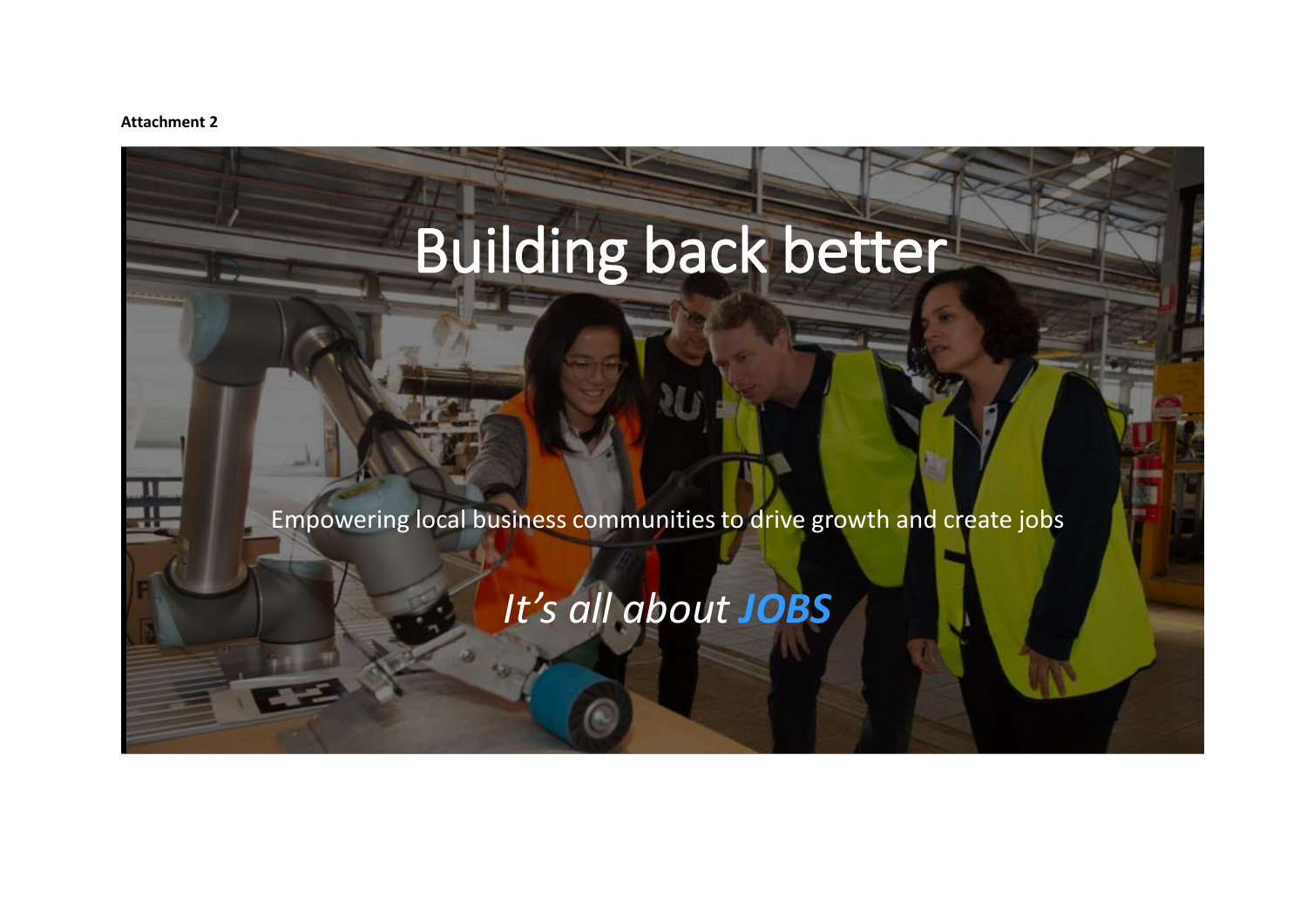**Attachment 2**

# Building back better

Empowering local business communities to drive growth and create jobs

*It's all about* ***JOBS***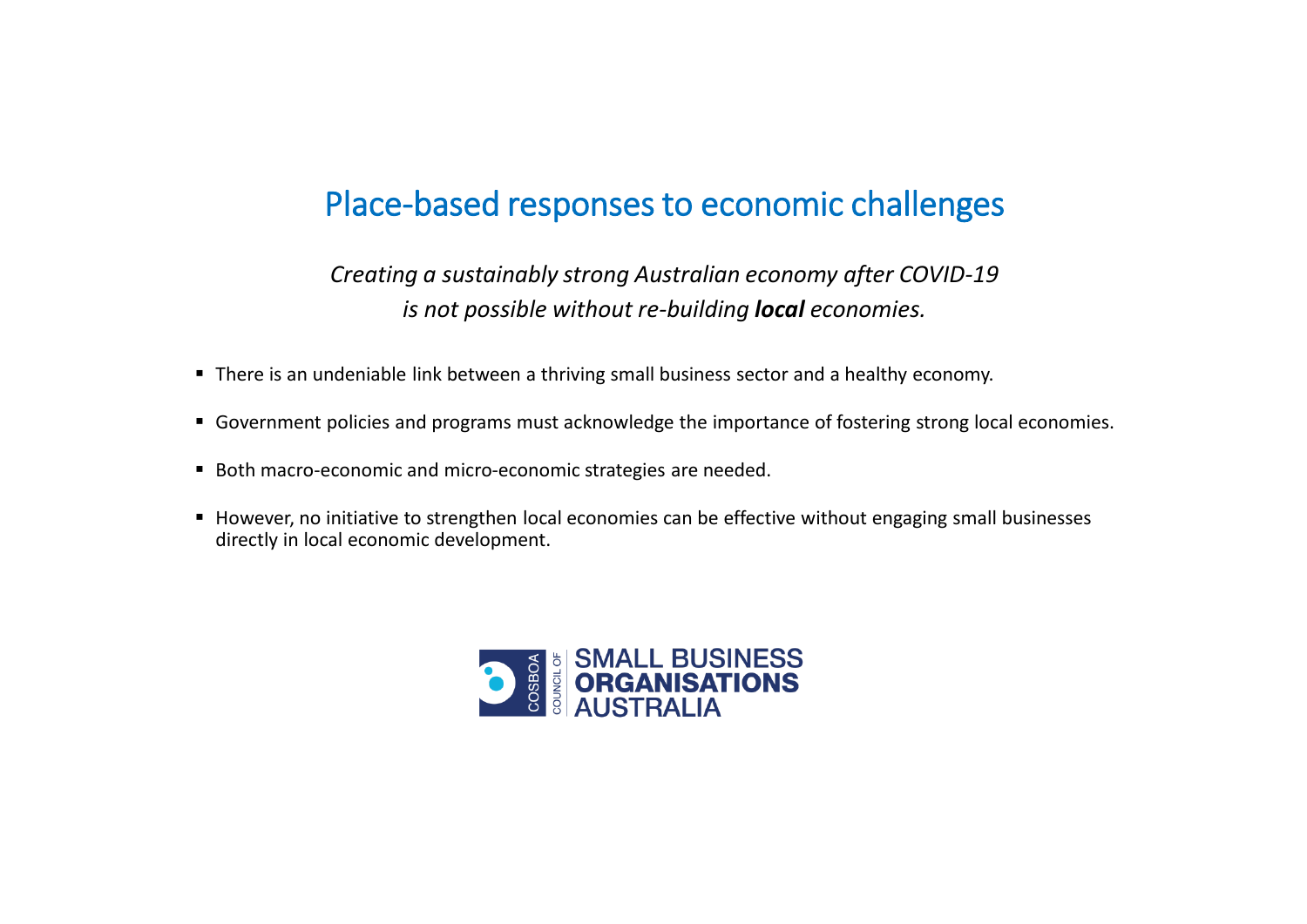# Place-based responses to economic challenges

*Creating a sustainably strong Australian economy after COVID-19 is not possible without re-building* ***local*** *economies.*

- There is an undeniable link between a thriving small business sector and a healthy economy.
- Government policies and programs must acknowledge the importance of fostering strong local economies.
- Both macro-economic and micro-economic strategies are needed.
- However, no initiative to strengthen local economies can be effective without engaging small businesses directly in local economic development.

COSBOA COUNCIL OF SMALL BUSINESS ORGANISATIONS AUSTRALIA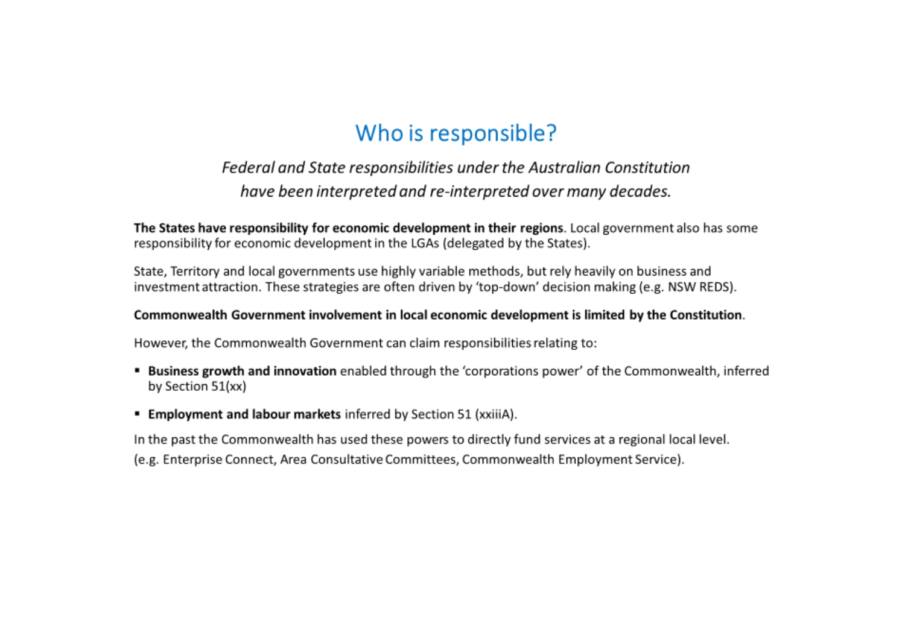# Who is responsible?

*Federal and State responsibilities under the Australian Constitution have been interpreted and re-interpreted over many decades.*

**The States have responsibility for economic development in their regions**. Local government also has some responsibility for economic development in the LGAs (delegated by the States).

State, Territory and local governments use highly variable methods, but rely heavily on business and investment attraction. These strategies are often driven by 'top-down' decision making (e.g. NSW REDS).

**Commonwealth Government involvement in local economic development is limited by the Constitution**.

However, the Commonwealth Government can claim responsibilities relating to:

- **Business growth and innovation** enabled through the 'corporations power' of the Commonwealth, inferred by Section 51(xx)
- **Employment and labour markets** inferred by Section 51 (xxiiiA).

In the past the Commonwealth has used these powers to directly fund services at a regional local level.
(e.g. Enterprise Connect, Area Consultative Committees, Commonwealth Employment Service).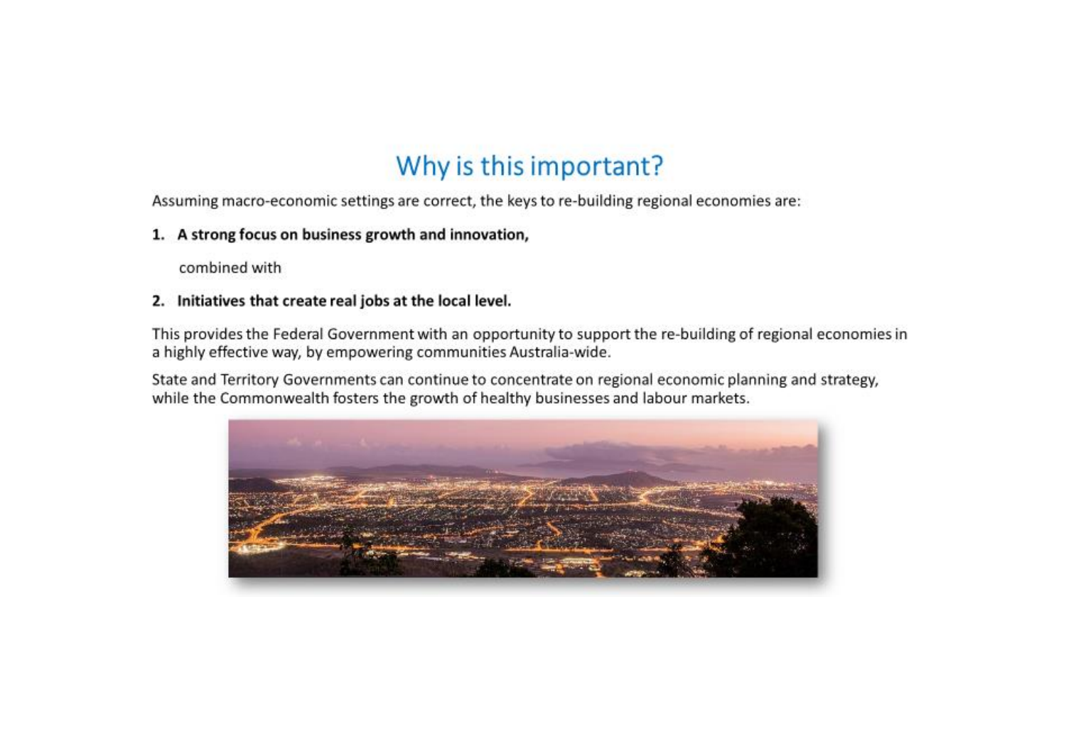# Why is this important?

Assuming macro-economic settings are correct, the keys to re-building regional economies are:

1. **A strong focus on business growth and innovation,**

   combined with

2. **Initiatives that create real jobs at the local level.**

This provides the Federal Government with an opportunity to support the re-building of regional economies in a highly effective way, by empowering communities Australia-wide.

State and Territory Governments can continue to concentrate on regional economic planning and strategy, while the Commonwealth fosters the growth of healthy businesses and labour markets.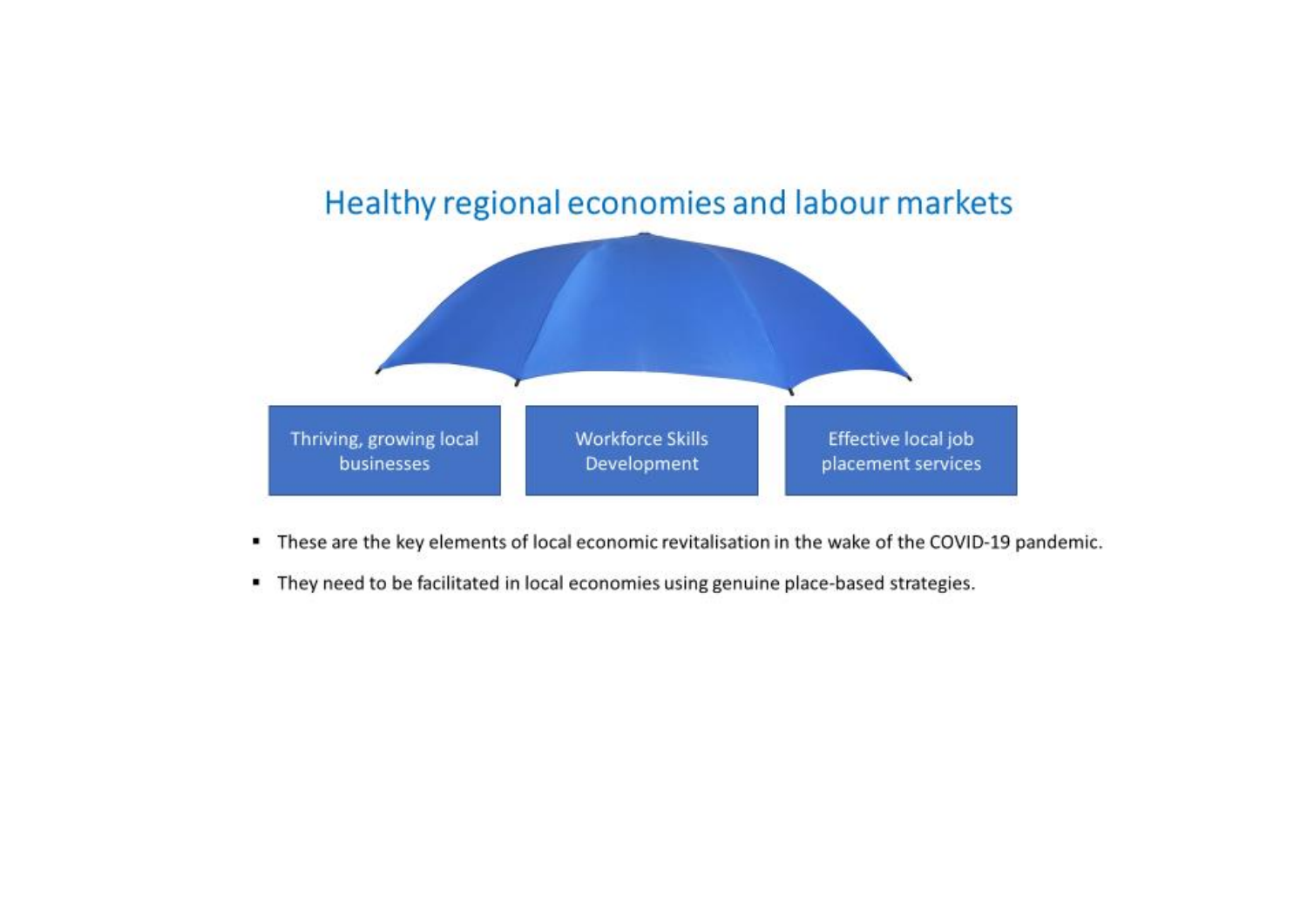## Healthy regional economies and labour markets

Thriving, growing local businesses

Workforce Skills Development

Effective local job placement services

- These are the key elements of local economic revitalisation in the wake of the COVID-19 pandemic.
- They need to be facilitated in local economies using genuine place-based strategies.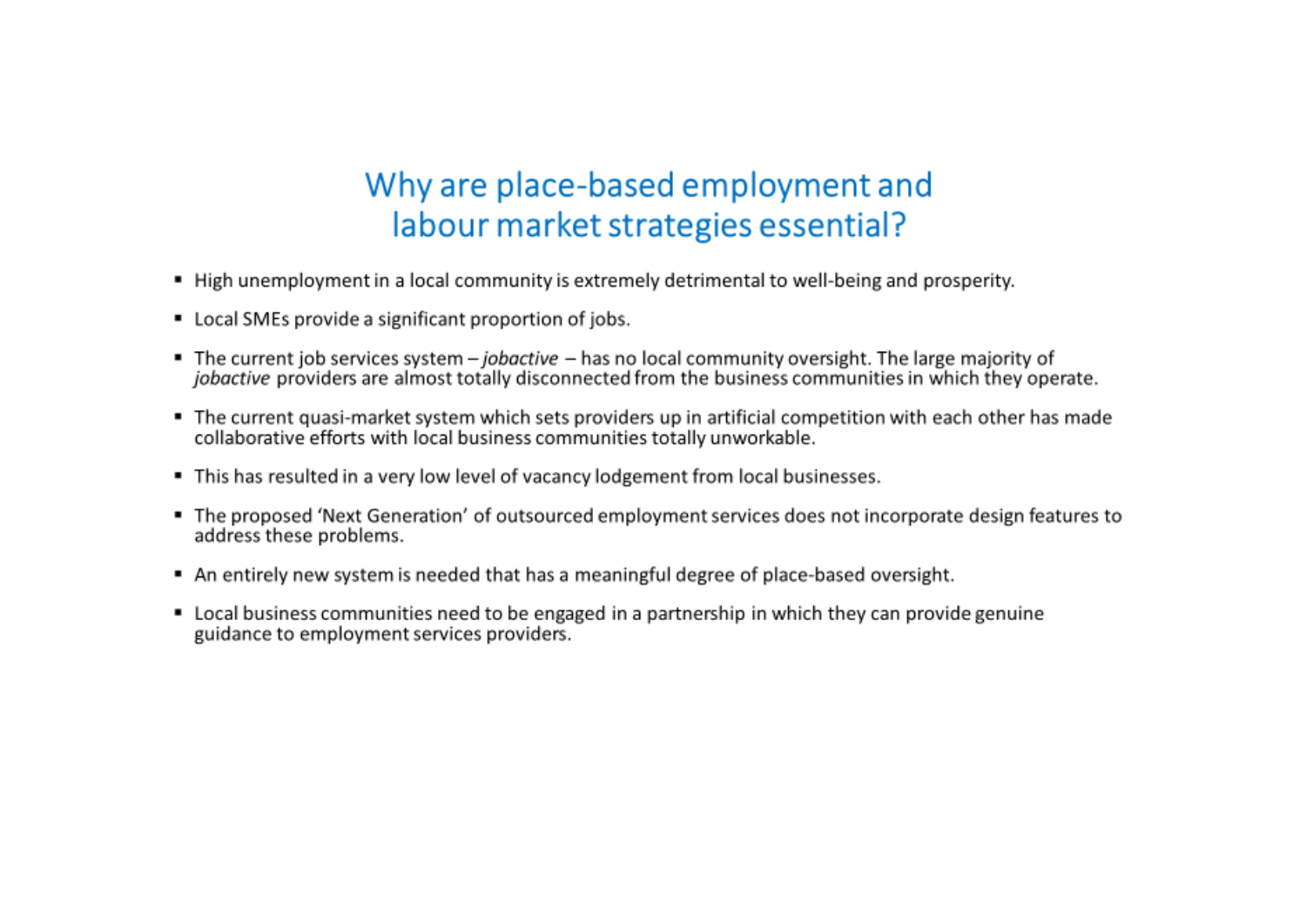# Why are place-based employment and labour market strategies essential?

- High unemployment in a local community is extremely detrimental to well-being and prosperity.
- Local SMEs provide a significant proportion of jobs.
- The current job services system – *jobactive* – has no local community oversight. The large majority of *jobactive* providers are almost totally disconnected from the business communities in which they operate.
- The current quasi-market system which sets providers up in artificial competition with each other has made collaborative efforts with local business communities totally unworkable.
- This has resulted in a very low level of vacancy lodgement from local businesses.
- The proposed 'Next Generation' of outsourced employment services does not incorporate design features to address these problems.
- An entirely new system is needed that has a meaningful degree of place-based oversight.
- Local business communities need to be engaged in a partnership in which they can provide genuine guidance to employment services providers.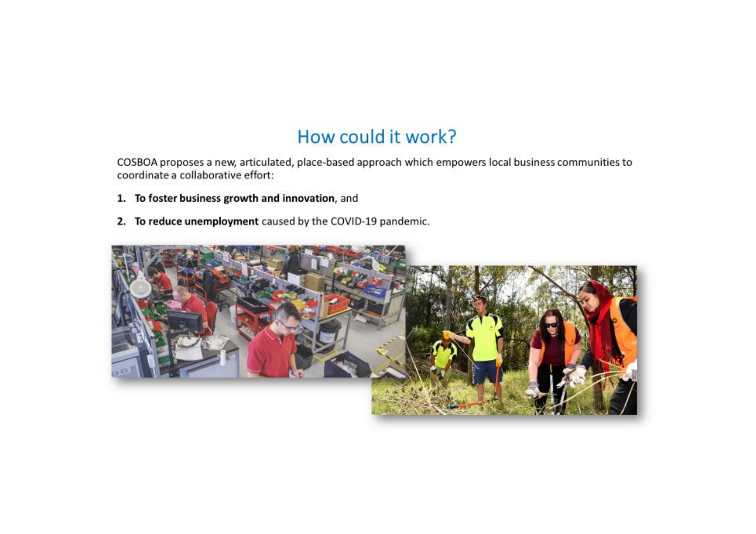# How could it work?

COSBOA proposes a new, articulated, place-based approach which empowers local business communities to coordinate a collaborative effort:

1. **To foster business growth and innovation**, and
2. **To reduce unemployment** caused by the COVID-19 pandemic.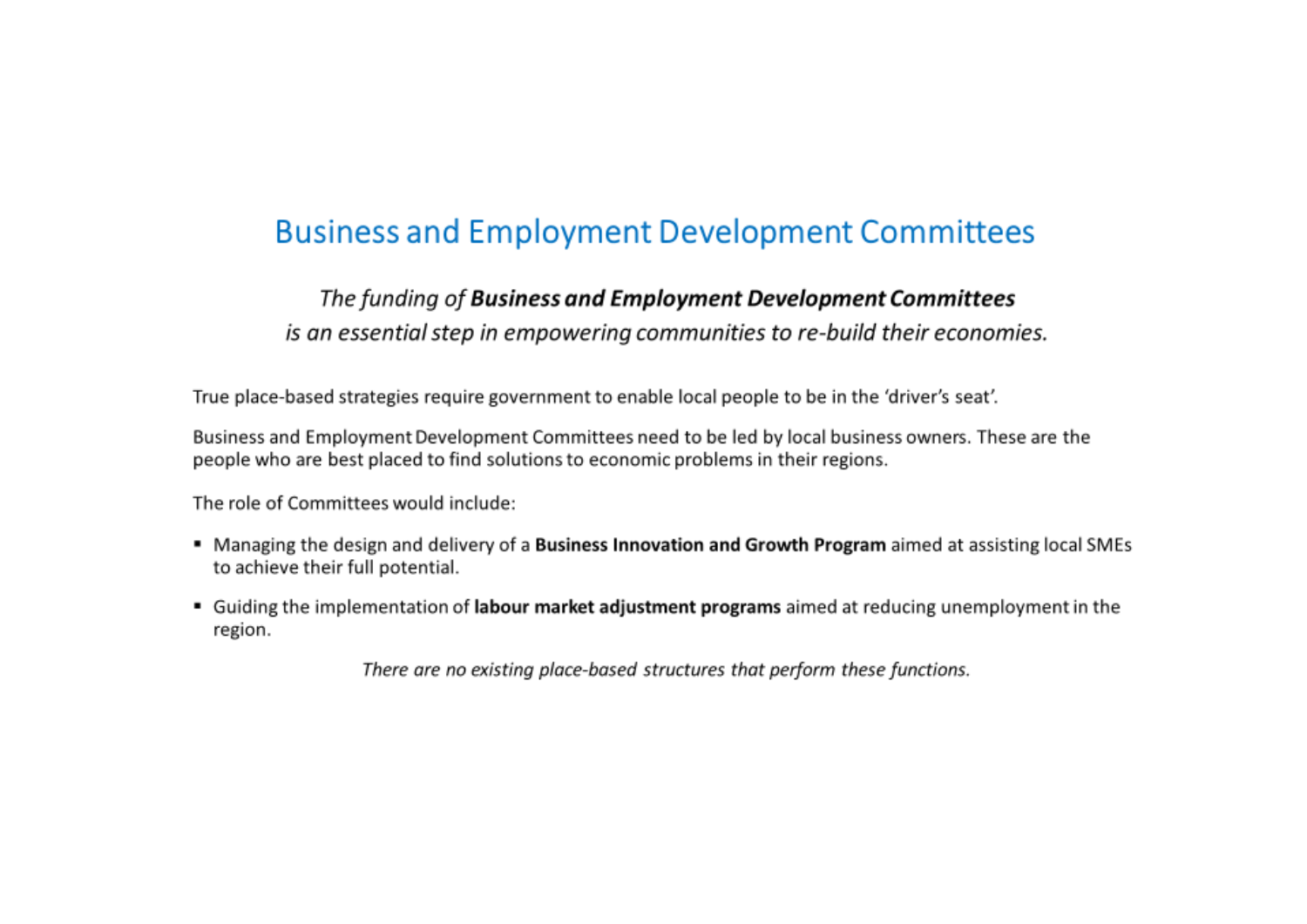# Business and Employment Development Committees

*The funding of **Business and Employment Development Committees** is an essential step in empowering communities to re-build their economies.*

True place-based strategies require government to enable local people to be in the 'driver's seat'.

Business and Employment Development Committees need to be led by local business owners. These are the people who are best placed to find solutions to economic problems in their regions.

The role of Committees would include:

- Managing the design and delivery of a **Business Innovation and Growth Program** aimed at assisting local SMEs to achieve their full potential.
- Guiding the implementation of **labour market adjustment programs** aimed at reducing unemployment in the region.

*There are no existing place-based structures that perform these functions.*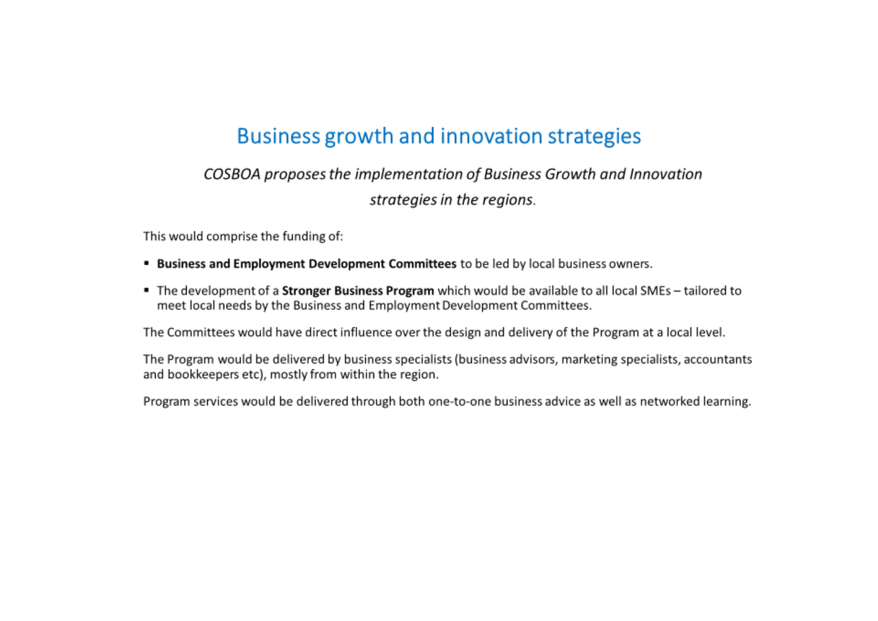# Business growth and innovation strategies

*COSBOA proposes the implementation of Business Growth and Innovation strategies in the regions.*

This would comprise the funding of:

- **Business and Employment Development Committees** to be led by local business owners.
- The development of a **Stronger Business Program** which would be available to all local SMEs – tailored to meet local needs by the Business and Employment Development Committees.

The Committees would have direct influence over the design and delivery of the Program at a local level.

The Program would be delivered by business specialists (business advisors, marketing specialists, accountants and bookkeepers etc), mostly from within the region.

Program services would be delivered through both one-to-one business advice as well as networked learning.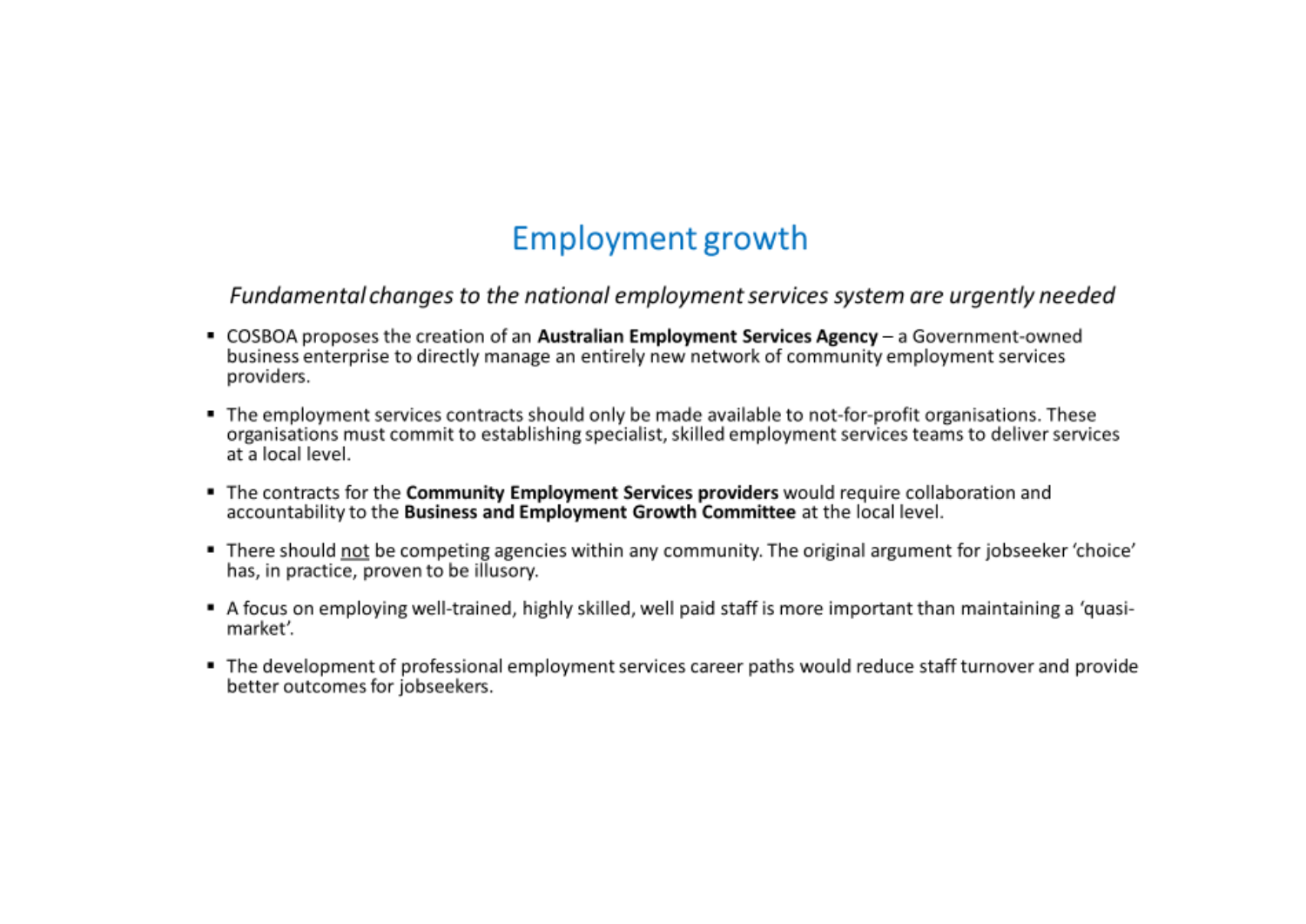# Employment growth

*Fundamental changes to the national employment services system are urgently needed*

- COSBOA proposes the creation of an **Australian Employment Services Agency** – a Government-owned business enterprise to directly manage an entirely new network of community employment services providers.
- The employment services contracts should only be made available to not-for-profit organisations. These organisations must commit to establishing specialist, skilled employment services teams to deliver services at a local level.
- The contracts for the **Community Employment Services providers** would require collaboration and accountability to the **Business and Employment Growth Committee** at the local level.
- There should not be competing agencies within any community. The original argument for jobseeker 'choice' has, in practice, proven to be illusory.
- A focus on employing well-trained, highly skilled, well paid staff is more important than maintaining a 'quasi-market'.
- The development of professional employment services career paths would reduce staff turnover and provide better outcomes for jobseekers.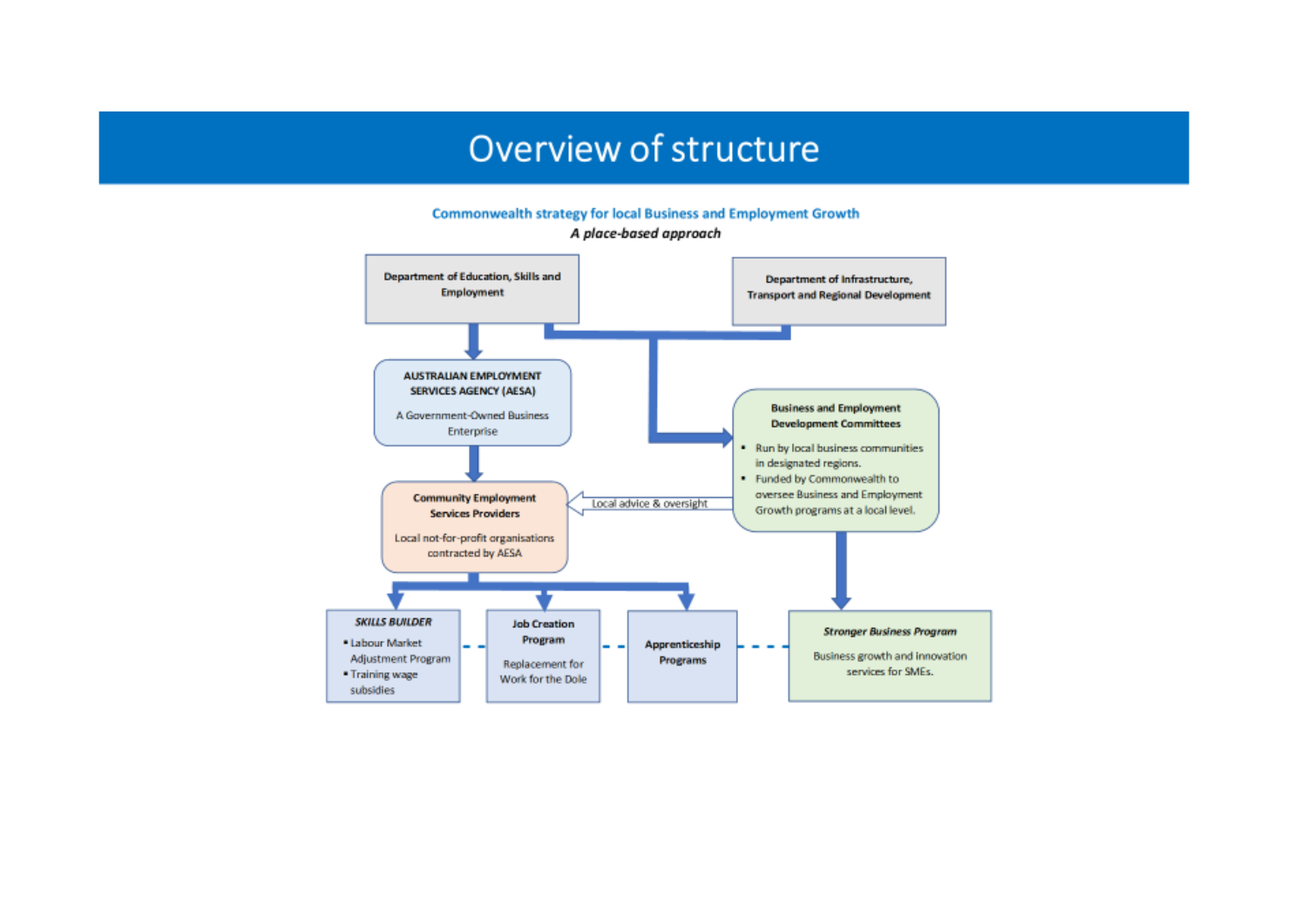# Overview of structure

**Commonwealth strategy for local Business and Employment Growth**

***A place-based approach***

**Department of Education, Skills and Employment**

**Department of Infrastructure, Transport and Regional Development**

**AUSTRALIAN EMPLOYMENT SERVICES AGENCY (AESA)**

A Government-Owned Business Enterprise

**Business and Employment Development Committees**

- Run by local business communities in designated regions.
- Funded by Commonwealth to oversee Business and Employment Growth programs at a local level.

**Community Employment Services Providers**

Local not-for-profit organisations contracted by AESA

Local advice & oversight

***SKILLS BUILDER***

- Labour Market Adjustment Program
- Training wage subsidies

**Job Creation Program**

Replacement for Work for the Dole

**Apprenticeship Programs**

***Stronger Business Program***

Business growth and innovation services for SMEs.